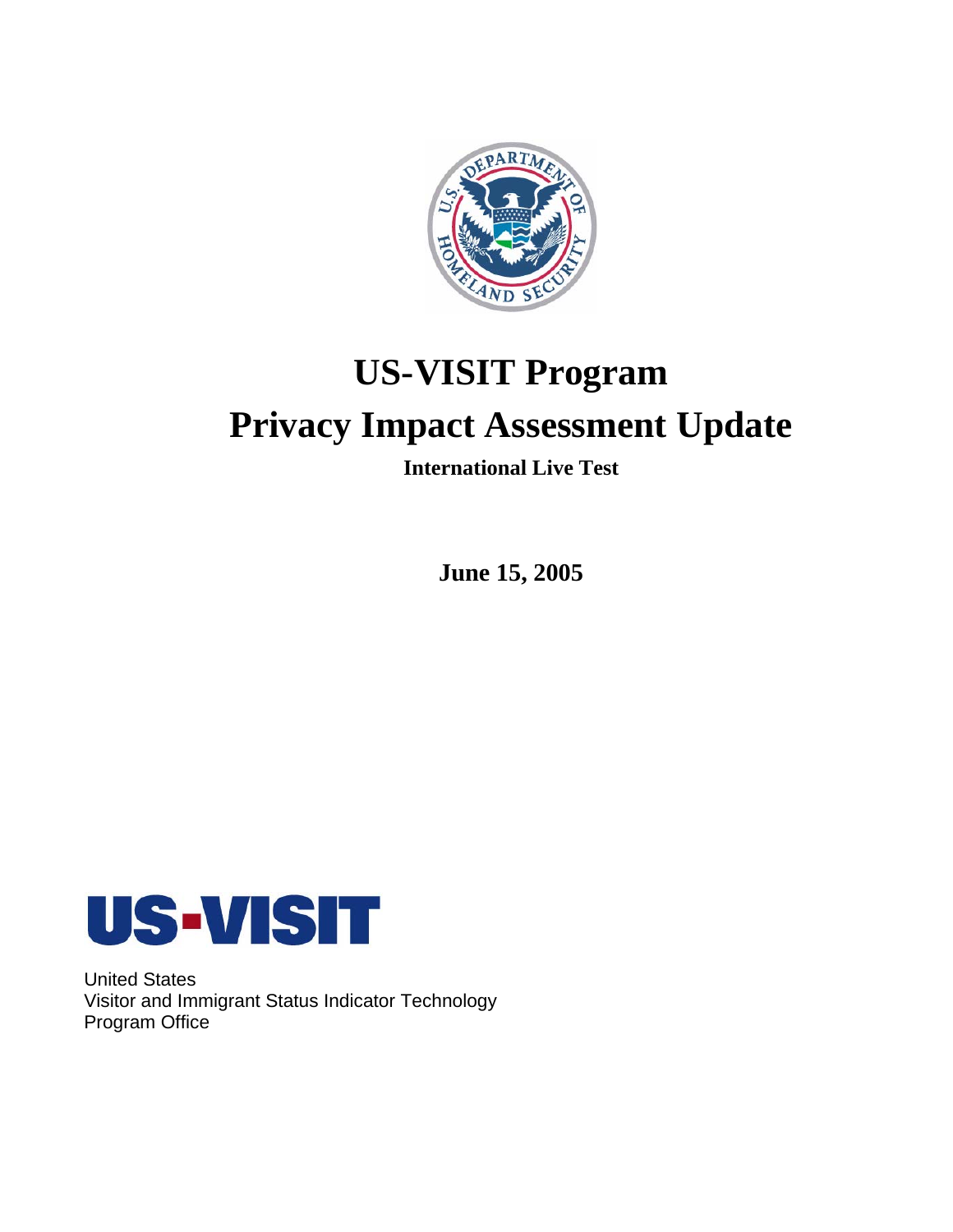# US-VISIT Program

# Privacy Impact Assessment Update

**International Live Test**

**June 15, 2005**

**US-VISIT**

United States
Visitor and Immigrant Status Indicator Technology
Program Office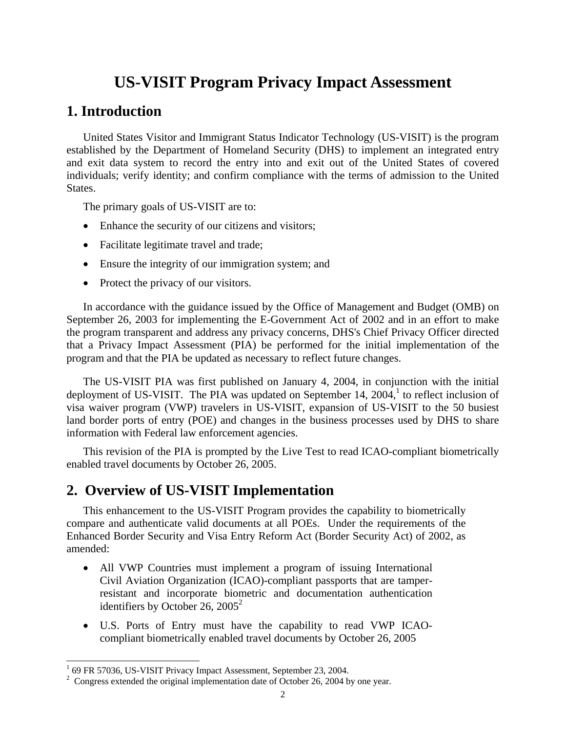# US-VISIT Program Privacy Impact Assessment

## 1. Introduction

United States Visitor and Immigrant Status Indicator Technology (US-VISIT) is the program established by the Department of Homeland Security (DHS) to implement an integrated entry and exit data system to record the entry into and exit out of the United States of covered individuals; verify identity; and confirm compliance with the terms of admission to the United States.

The primary goals of US-VISIT are to:

- Enhance the security of our citizens and visitors;
- Facilitate legitimate travel and trade;
- Ensure the integrity of our immigration system; and
- Protect the privacy of our visitors.

In accordance with the guidance issued by the Office of Management and Budget (OMB) on September 26, 2003 for implementing the E-Government Act of 2002 and in an effort to make the program transparent and address any privacy concerns, DHS's Chief Privacy Officer directed that a Privacy Impact Assessment (PIA) be performed for the initial implementation of the program and that the PIA be updated as necessary to reflect future changes.

The US-VISIT PIA was first published on January 4, 2004, in conjunction with the initial deployment of US-VISIT. The PIA was updated on September 14, 2004,[1] to reflect inclusion of visa waiver program (VWP) travelers in US-VISIT, expansion of US-VISIT to the 50 busiest land border ports of entry (POE) and changes in the business processes used by DHS to share information with Federal law enforcement agencies.

This revision of the PIA is prompted by the Live Test to read ICAO-compliant biometrically enabled travel documents by October 26, 2005.

## 2. Overview of US-VISIT Implementation

This enhancement to the US-VISIT Program provides the capability to biometrically compare and authenticate valid documents at all POEs. Under the requirements of the Enhanced Border Security and Visa Entry Reform Act (Border Security Act) of 2002, as amended:

- All VWP Countries must implement a program of issuing International Civil Aviation Organization (ICAO)-compliant passports that are tamper-resistant and incorporate biometric and documentation authentication identifiers by October 26, 2005[2]
- U.S. Ports of Entry must have the capability to read VWP ICAO-compliant biometrically enabled travel documents by October 26, 2005

[1] 69 FR 57036, US-VISIT Privacy Impact Assessment, September 23, 2004.

[2] Congress extended the original implementation date of October 26, 2004 by one year.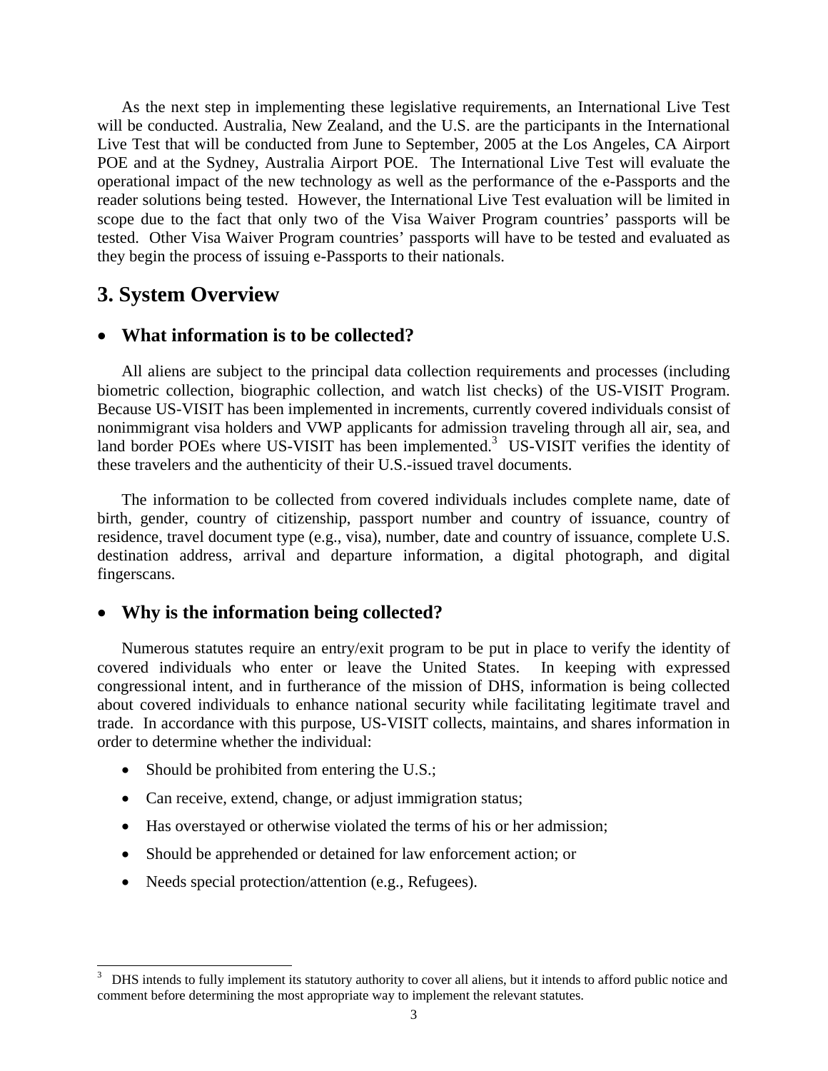As the next step in implementing these legislative requirements, an International Live Test will be conducted. Australia, New Zealand, and the U.S. are the participants in the International Live Test that will be conducted from June to September, 2005 at the Los Angeles, CA Airport POE and at the Sydney, Australia Airport POE. The International Live Test will evaluate the operational impact of the new technology as well as the performance of the e-Passports and the reader solutions being tested. However, the International Live Test evaluation will be limited in scope due to the fact that only two of the Visa Waiver Program countries' passports will be tested. Other Visa Waiver Program countries' passports will have to be tested and evaluated as they begin the process of issuing e-Passports to their nationals.

## 3. System Overview

- **What information is to be collected?**

All aliens are subject to the principal data collection requirements and processes (including biometric collection, biographic collection, and watch list checks) of the US-VISIT Program. Because US-VISIT has been implemented in increments, currently covered individuals consist of nonimmigrant visa holders and VWP applicants for admission traveling through all air, sea, and land border POEs where US-VISIT has been implemented.[3] US-VISIT verifies the identity of these travelers and the authenticity of their U.S.-issued travel documents.

The information to be collected from covered individuals includes complete name, date of birth, gender, country of citizenship, passport number and country of issuance, country of residence, travel document type (e.g., visa), number, date and country of issuance, complete U.S. destination address, arrival and departure information, a digital photograph, and digital fingerscans.

- **Why is the information being collected?**

Numerous statutes require an entry/exit program to be put in place to verify the identity of covered individuals who enter or leave the United States. In keeping with expressed congressional intent, and in furtherance of the mission of DHS, information is being collected about covered individuals to enhance national security while facilitating legitimate travel and trade. In accordance with this purpose, US-VISIT collects, maintains, and shares information in order to determine whether the individual:

- Should be prohibited from entering the U.S.;
- Can receive, extend, change, or adjust immigration status;
- Has overstayed or otherwise violated the terms of his or her admission;
- Should be apprehended or detained for law enforcement action; or
- Needs special protection/attention (e.g., Refugees).

[3] DHS intends to fully implement its statutory authority to cover all aliens, but it intends to afford public notice and comment before determining the most appropriate way to implement the relevant statutes.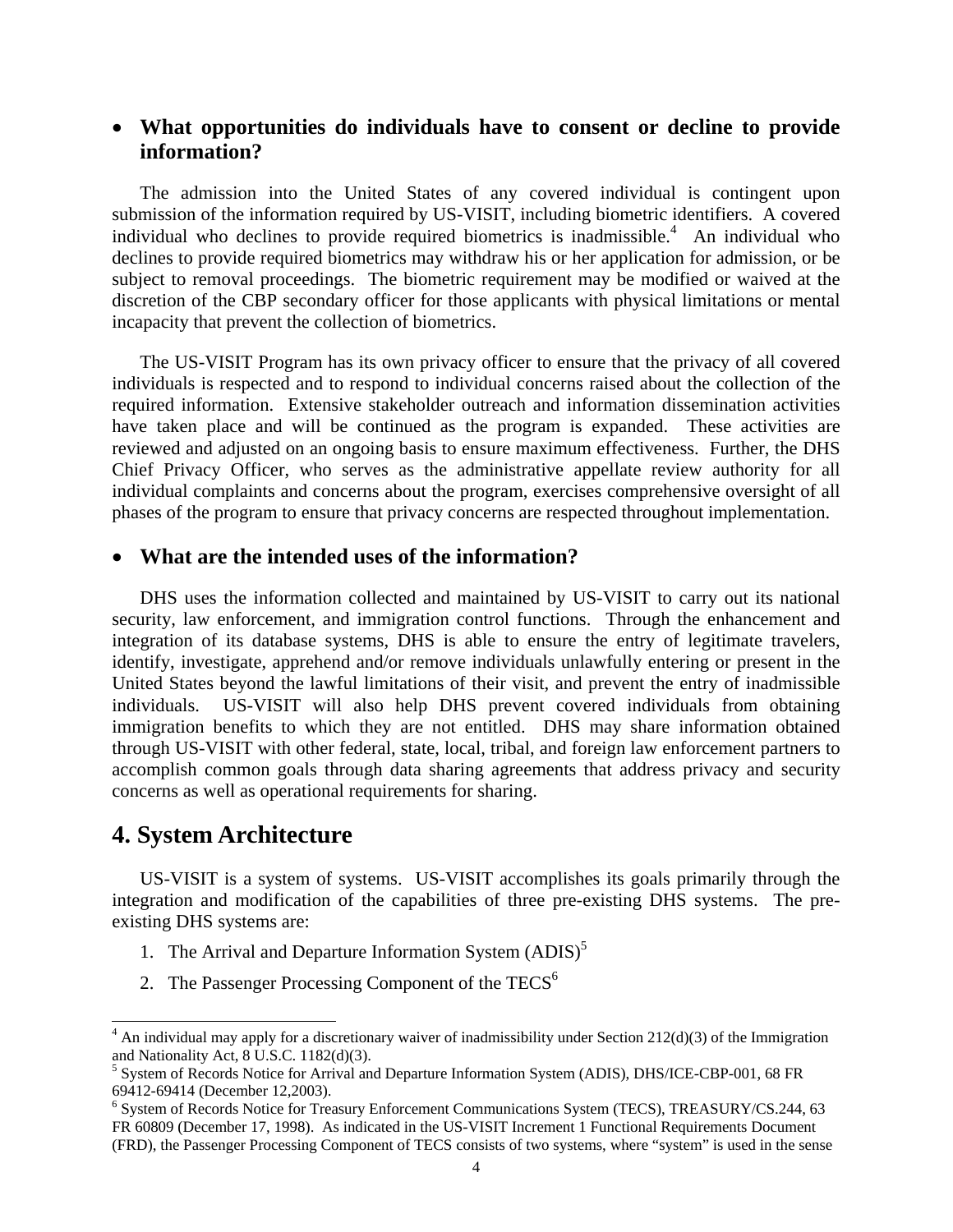- **What opportunities do individuals have to consent or decline to provide information?**

The admission into the United States of any covered individual is contingent upon submission of the information required by US-VISIT, including biometric identifiers. A covered individual who declines to provide required biometrics is inadmissible.[4] An individual who declines to provide required biometrics may withdraw his or her application for admission, or be subject to removal proceedings. The biometric requirement may be modified or waived at the discretion of the CBP secondary officer for those applicants with physical limitations or mental incapacity that prevent the collection of biometrics.

The US-VISIT Program has its own privacy officer to ensure that the privacy of all covered individuals is respected and to respond to individual concerns raised about the collection of the required information. Extensive stakeholder outreach and information dissemination activities have taken place and will be continued as the program is expanded. These activities are reviewed and adjusted on an ongoing basis to ensure maximum effectiveness. Further, the DHS Chief Privacy Officer, who serves as the administrative appellate review authority for all individual complaints and concerns about the program, exercises comprehensive oversight of all phases of the program to ensure that privacy concerns are respected throughout implementation.

- **What are the intended uses of the information?**

DHS uses the information collected and maintained by US-VISIT to carry out its national security, law enforcement, and immigration control functions. Through the enhancement and integration of its database systems, DHS is able to ensure the entry of legitimate travelers, identify, investigate, apprehend and/or remove individuals unlawfully entering or present in the United States beyond the lawful limitations of their visit, and prevent the entry of inadmissible individuals. US-VISIT will also help DHS prevent covered individuals from obtaining immigration benefits to which they are not entitled. DHS may share information obtained through US-VISIT with other federal, state, local, tribal, and foreign law enforcement partners to accomplish common goals through data sharing agreements that address privacy and security concerns as well as operational requirements for sharing.

# 4. System Architecture

US-VISIT is a system of systems. US-VISIT accomplishes its goals primarily through the integration and modification of the capabilities of three pre-existing DHS systems. The pre-existing DHS systems are:

1. The Arrival and Departure Information System (ADIS)[5]
2. The Passenger Processing Component of the TECS[6]

---

[4] An individual may apply for a discretionary waiver of inadmissibility under Section 212(d)(3) of the Immigration and Nationality Act, 8 U.S.C. 1182(d)(3).

[5] System of Records Notice for Arrival and Departure Information System (ADIS), DHS/ICE-CBP-001, 68 FR 69412-69414 (December 12,2003).

[6] System of Records Notice for Treasury Enforcement Communications System (TECS), TREASURY/CS.244, 63 FR 60809 (December 17, 1998). As indicated in the US-VISIT Increment 1 Functional Requirements Document (FRD), the Passenger Processing Component of TECS consists of two systems, where "system" is used in the sense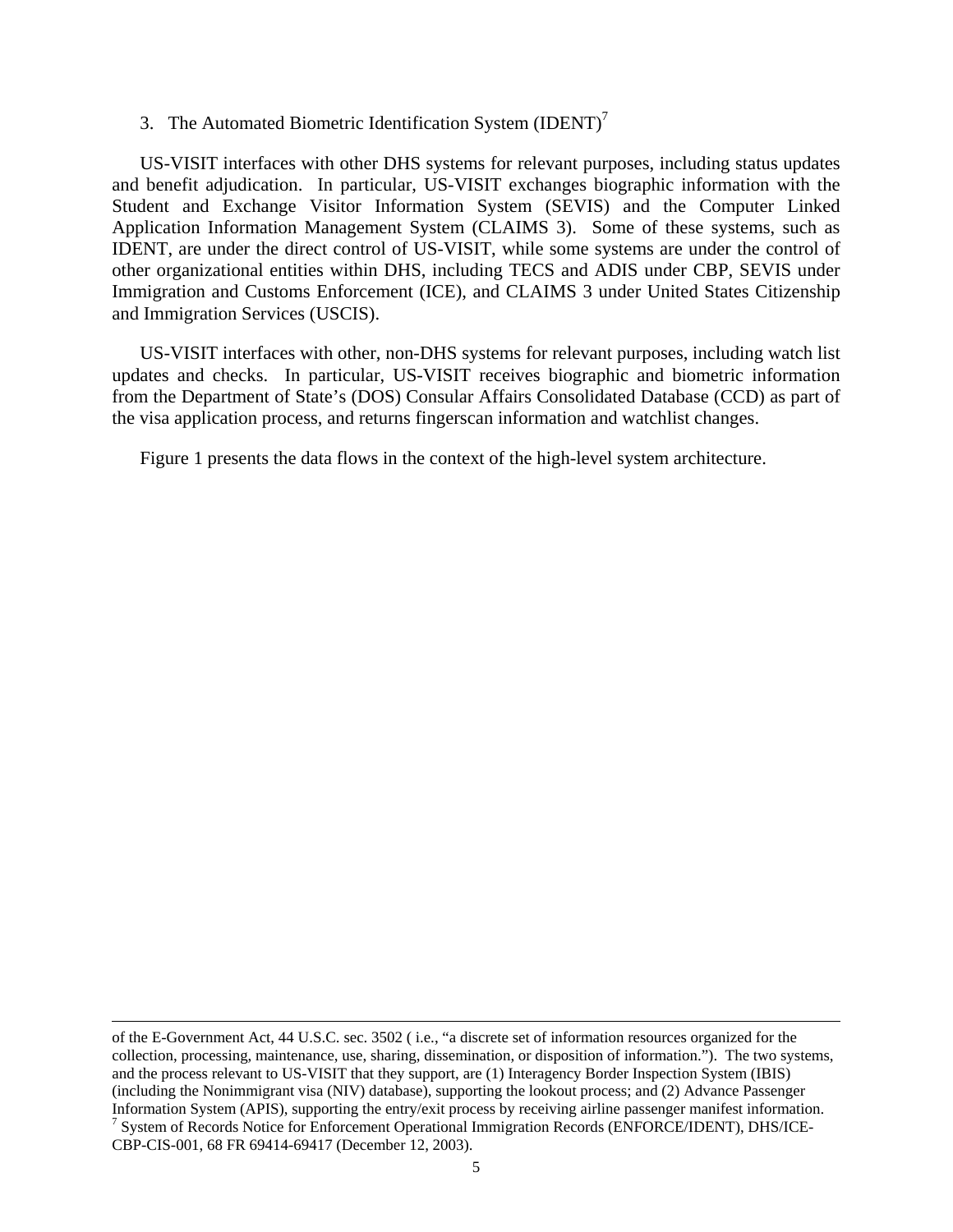3. The Automated Biometric Identification System (IDENT)[7]

US-VISIT interfaces with other DHS systems for relevant purposes, including status updates and benefit adjudication. In particular, US-VISIT exchanges biographic information with the Student and Exchange Visitor Information System (SEVIS) and the Computer Linked Application Information Management System (CLAIMS 3). Some of these systems, such as IDENT, are under the direct control of US-VISIT, while some systems are under the control of other organizational entities within DHS, including TECS and ADIS under CBP, SEVIS under Immigration and Customs Enforcement (ICE), and CLAIMS 3 under United States Citizenship and Immigration Services (USCIS).

US-VISIT interfaces with other, non-DHS systems for relevant purposes, including watch list updates and checks. In particular, US-VISIT receives biographic and biometric information from the Department of State's (DOS) Consular Affairs Consolidated Database (CCD) as part of the visa application process, and returns fingerscan information and watchlist changes.

Figure 1 presents the data flows in the context of the high-level system architecture.

---

of the E-Government Act, 44 U.S.C. sec. 3502 ( i.e., "a discrete set of information resources organized for the collection, processing, maintenance, use, sharing, dissemination, or disposition of information."). The two systems, and the process relevant to US-VISIT that they support, are (1) Interagency Border Inspection System (IBIS) (including the Nonimmigrant visa (NIV) database), supporting the lookout process; and (2) Advance Passenger Information System (APIS), supporting the entry/exit process by receiving airline passenger manifest information.

[7] System of Records Notice for Enforcement Operational Immigration Records (ENFORCE/IDENT), DHS/ICE-CBP-CIS-001, 68 FR 69414-69417 (December 12, 2003).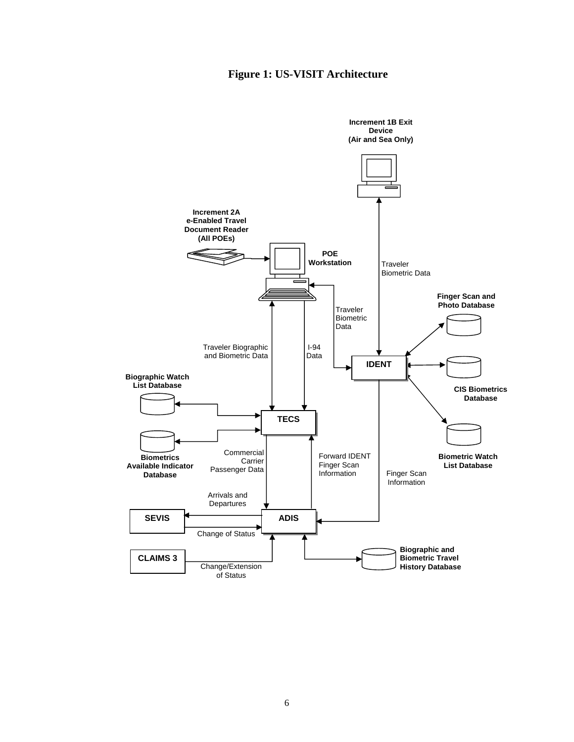**Figure 1: US-VISIT Architecture**

Increment 1B Exit Device (Air and Sea Only)

Increment 2A e-Enabled Travel Document Reader (All POEs)

POE Workstation

Traveler Biometric Data

Traveler Biometric Data

Finger Scan and Photo Database

Traveler Biographic and Biometric Data

I-94 Data

IDENT

Biographic Watch List Database

CIS Biometrics Database

TECS

Biometrics Available Indicator Database

Commercial Carrier Passenger Data

Forward IDENT Finger Scan Information

Biometric Watch List Database

Finger Scan Information

Arrivals and Departures

SEVIS

ADIS

Change of Status

CLAIMS 3

Change/Extension of Status

Biographic and Biometric Travel History Database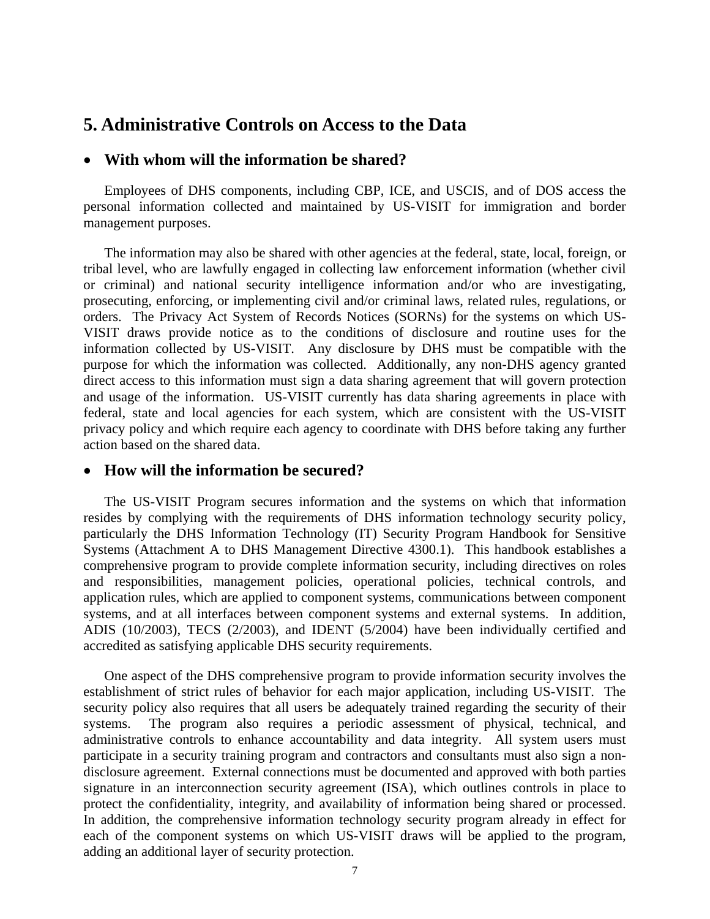## 5. Administrative Controls on Access to the Data

- **With whom will the information be shared?**

Employees of DHS components, including CBP, ICE, and USCIS, and of DOS access the personal information collected and maintained by US-VISIT for immigration and border management purposes.

The information may also be shared with other agencies at the federal, state, local, foreign, or tribal level, who are lawfully engaged in collecting law enforcement information (whether civil or criminal) and national security intelligence information and/or who are investigating, prosecuting, enforcing, or implementing civil and/or criminal laws, related rules, regulations, or orders. The Privacy Act System of Records Notices (SORNs) for the systems on which US-VISIT draws provide notice as to the conditions of disclosure and routine uses for the information collected by US-VISIT. Any disclosure by DHS must be compatible with the purpose for which the information was collected. Additionally, any non-DHS agency granted direct access to this information must sign a data sharing agreement that will govern protection and usage of the information. US-VISIT currently has data sharing agreements in place with federal, state and local agencies for each system, which are consistent with the US-VISIT privacy policy and which require each agency to coordinate with DHS before taking any further action based on the shared data.

- **How will the information be secured?**

The US-VISIT Program secures information and the systems on which that information resides by complying with the requirements of DHS information technology security policy, particularly the DHS Information Technology (IT) Security Program Handbook for Sensitive Systems (Attachment A to DHS Management Directive 4300.1). This handbook establishes a comprehensive program to provide complete information security, including directives on roles and responsibilities, management policies, operational policies, technical controls, and application rules, which are applied to component systems, communications between component systems, and at all interfaces between component systems and external systems. In addition, ADIS (10/2003), TECS (2/2003), and IDENT (5/2004) have been individually certified and accredited as satisfying applicable DHS security requirements.

One aspect of the DHS comprehensive program to provide information security involves the establishment of strict rules of behavior for each major application, including US-VISIT. The security policy also requires that all users be adequately trained regarding the security of their systems. The program also requires a periodic assessment of physical, technical, and administrative controls to enhance accountability and data integrity. All system users must participate in a security training program and contractors and consultants must also sign a non-disclosure agreement. External connections must be documented and approved with both parties signature in an interconnection security agreement (ISA), which outlines controls in place to protect the confidentiality, integrity, and availability of information being shared or processed. In addition, the comprehensive information technology security program already in effect for each of the component systems on which US-VISIT draws will be applied to the program, adding an additional layer of security protection.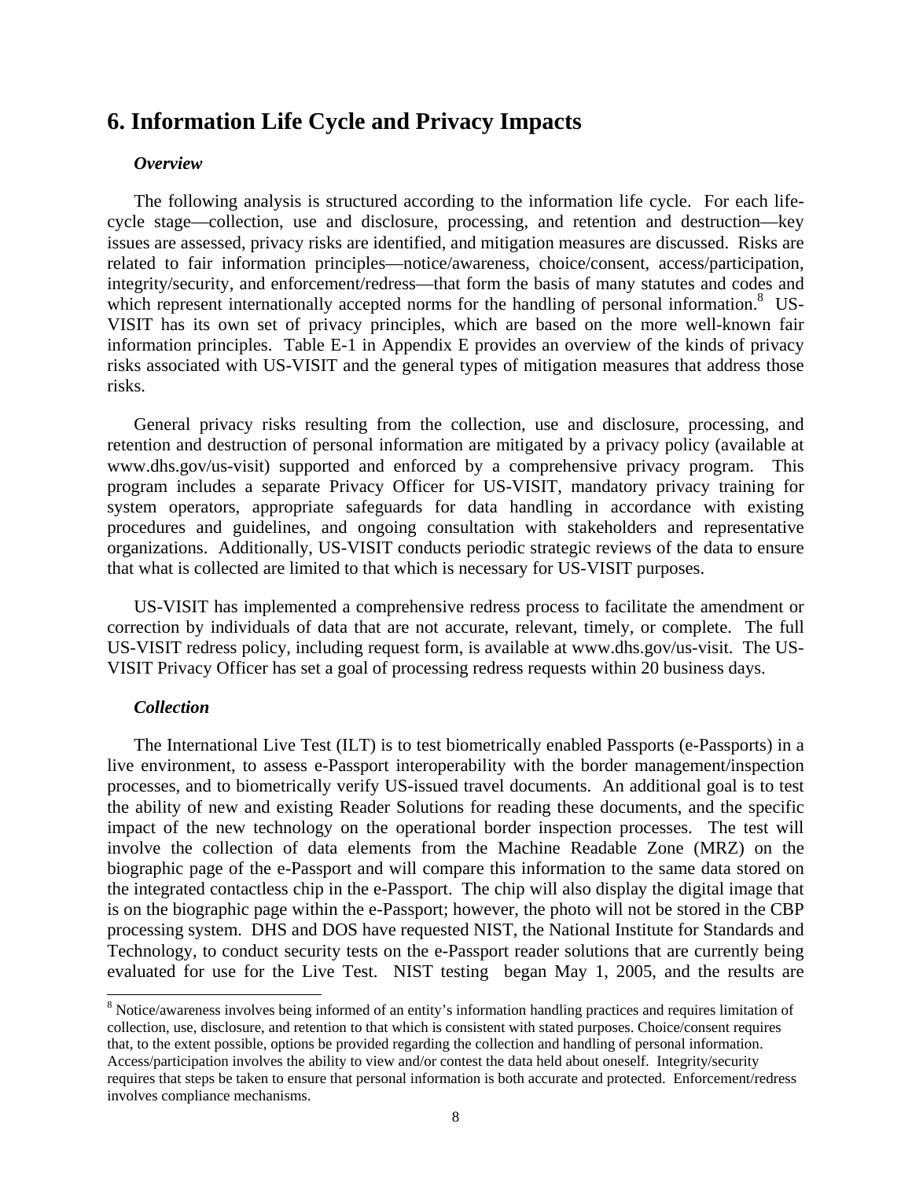# 6. Information Life Cycle and Privacy Impacts

***Overview***

The following analysis is structured according to the information life cycle. For each life-cycle stage—collection, use and disclosure, processing, and retention and destruction—key issues are assessed, privacy risks are identified, and mitigation measures are discussed. Risks are related to fair information principles—notice/awareness, choice/consent, access/participation, integrity/security, and enforcement/redress—that form the basis of many statutes and codes and which represent internationally accepted norms for the handling of personal information.[8] US-VISIT has its own set of privacy principles, which are based on the more well-known fair information principles. Table E-1 in Appendix E provides an overview of the kinds of privacy risks associated with US-VISIT and the general types of mitigation measures that address those risks.

General privacy risks resulting from the collection, use and disclosure, processing, and retention and destruction of personal information are mitigated by a privacy policy (available at www.dhs.gov/us-visit) supported and enforced by a comprehensive privacy program. This program includes a separate Privacy Officer for US-VISIT, mandatory privacy training for system operators, appropriate safeguards for data handling in accordance with existing procedures and guidelines, and ongoing consultation with stakeholders and representative organizations. Additionally, US-VISIT conducts periodic strategic reviews of the data to ensure that what is collected are limited to that which is necessary for US-VISIT purposes.

US-VISIT has implemented a comprehensive redress process to facilitate the amendment or correction by individuals of data that are not accurate, relevant, timely, or complete. The full US-VISIT redress policy, including request form, is available at www.dhs.gov/us-visit. The US-VISIT Privacy Officer has set a goal of processing redress requests within 20 business days.

***Collection***

The International Live Test (ILT) is to test biometrically enabled Passports (e-Passports) in a live environment, to assess e-Passport interoperability with the border management/inspection processes, and to biometrically verify US-issued travel documents. An additional goal is to test the ability of new and existing Reader Solutions for reading these documents, and the specific impact of the new technology on the operational border inspection processes. The test will involve the collection of data elements from the Machine Readable Zone (MRZ) on the biographic page of the e-Passport and will compare this information to the same data stored on the integrated contactless chip in the e-Passport. The chip will also display the digital image that is on the biographic page within the e-Passport; however, the photo will not be stored in the CBP processing system. DHS and DOS have requested NIST, the National Institute for Standards and Technology, to conduct security tests on the e-Passport reader solutions that are currently being evaluated for use for the Live Test. NIST testing began May 1, 2005, and the results are

[8] Notice/awareness involves being informed of an entity's information handling practices and requires limitation of collection, use, disclosure, and retention to that which is consistent with stated purposes. Choice/consent requires that, to the extent possible, options be provided regarding the collection and handling of personal information. Access/participation involves the ability to view and/or contest the data held about oneself. Integrity/security requires that steps be taken to ensure that personal information is both accurate and protected. Enforcement/redress involves compliance mechanisms.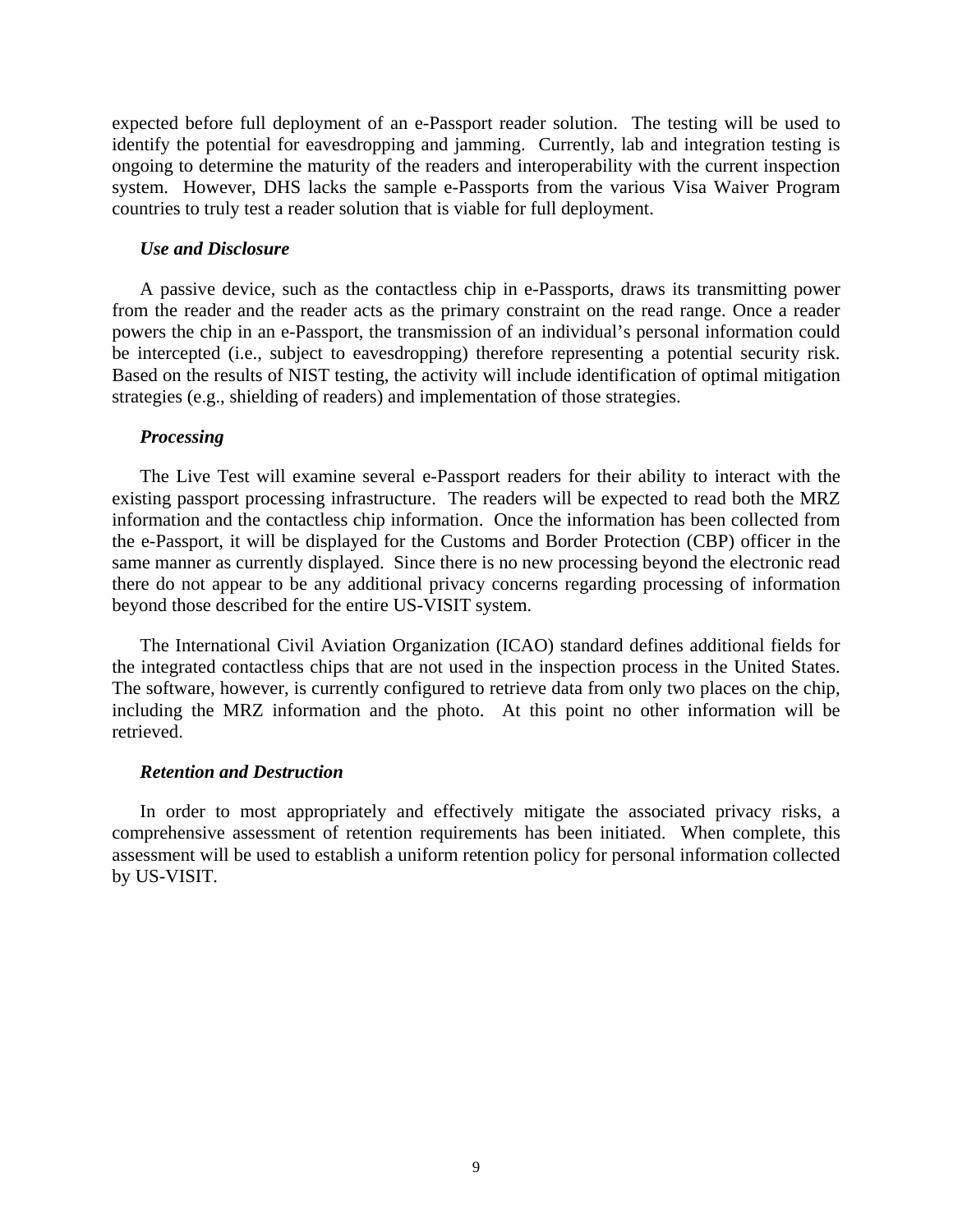expected before full deployment of an e-Passport reader solution. The testing will be used to identify the potential for eavesdropping and jamming. Currently, lab and integration testing is ongoing to determine the maturity of the readers and interoperability with the current inspection system. However, DHS lacks the sample e-Passports from the various Visa Waiver Program countries to truly test a reader solution that is viable for full deployment.

***Use and Disclosure***

A passive device, such as the contactless chip in e-Passports, draws its transmitting power from the reader and the reader acts as the primary constraint on the read range. Once a reader powers the chip in an e-Passport, the transmission of an individual's personal information could be intercepted (i.e., subject to eavesdropping) therefore representing a potential security risk. Based on the results of NIST testing, the activity will include identification of optimal mitigation strategies (e.g., shielding of readers) and implementation of those strategies.

***Processing***

The Live Test will examine several e-Passport readers for their ability to interact with the existing passport processing infrastructure. The readers will be expected to read both the MRZ information and the contactless chip information. Once the information has been collected from the e-Passport, it will be displayed for the Customs and Border Protection (CBP) officer in the same manner as currently displayed. Since there is no new processing beyond the electronic read there do not appear to be any additional privacy concerns regarding processing of information beyond those described for the entire US-VISIT system.

The International Civil Aviation Organization (ICAO) standard defines additional fields for the integrated contactless chips that are not used in the inspection process in the United States. The software, however, is currently configured to retrieve data from only two places on the chip, including the MRZ information and the photo. At this point no other information will be retrieved.

***Retention and Destruction***

In order to most appropriately and effectively mitigate the associated privacy risks, a comprehensive assessment of retention requirements has been initiated. When complete, this assessment will be used to establish a uniform retention policy for personal information collected by US-VISIT.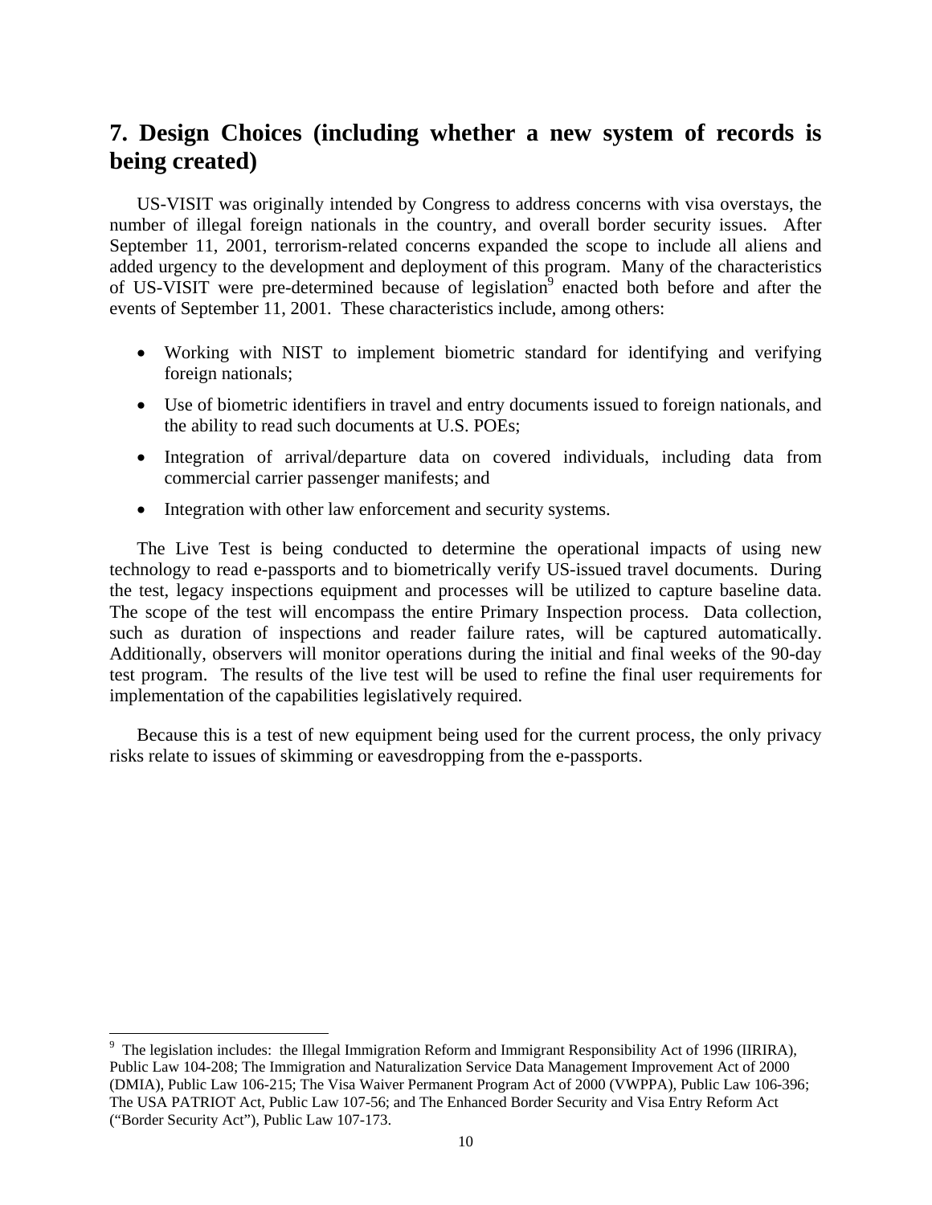## 7. Design Choices (including whether a new system of records is being created)

US-VISIT was originally intended by Congress to address concerns with visa overstays, the number of illegal foreign nationals in the country, and overall border security issues. After September 11, 2001, terrorism-related concerns expanded the scope to include all aliens and added urgency to the development and deployment of this program. Many of the characteristics of US-VISIT were pre-determined because of legislation[9] enacted both before and after the events of September 11, 2001. These characteristics include, among others:

- Working with NIST to implement biometric standard for identifying and verifying foreign nationals;
- Use of biometric identifiers in travel and entry documents issued to foreign nationals, and the ability to read such documents at U.S. POEs;
- Integration of arrival/departure data on covered individuals, including data from commercial carrier passenger manifests; and
- Integration with other law enforcement and security systems.

The Live Test is being conducted to determine the operational impacts of using new technology to read e-passports and to biometrically verify US-issued travel documents. During the test, legacy inspections equipment and processes will be utilized to capture baseline data. The scope of the test will encompass the entire Primary Inspection process. Data collection, such as duration of inspections and reader failure rates, will be captured automatically. Additionally, observers will monitor operations during the initial and final weeks of the 90-day test program. The results of the live test will be used to refine the final user requirements for implementation of the capabilities legislatively required.

Because this is a test of new equipment being used for the current process, the only privacy risks relate to issues of skimming or eavesdropping from the e-passports.

---

[9] The legislation includes: the Illegal Immigration Reform and Immigrant Responsibility Act of 1996 (IIRIRA), Public Law 104-208; The Immigration and Naturalization Service Data Management Improvement Act of 2000 (DMIA), Public Law 106-215; The Visa Waiver Permanent Program Act of 2000 (VWPPA), Public Law 106-396; The USA PATRIOT Act, Public Law 107-56; and The Enhanced Border Security and Visa Entry Reform Act ("Border Security Act"), Public Law 107-173.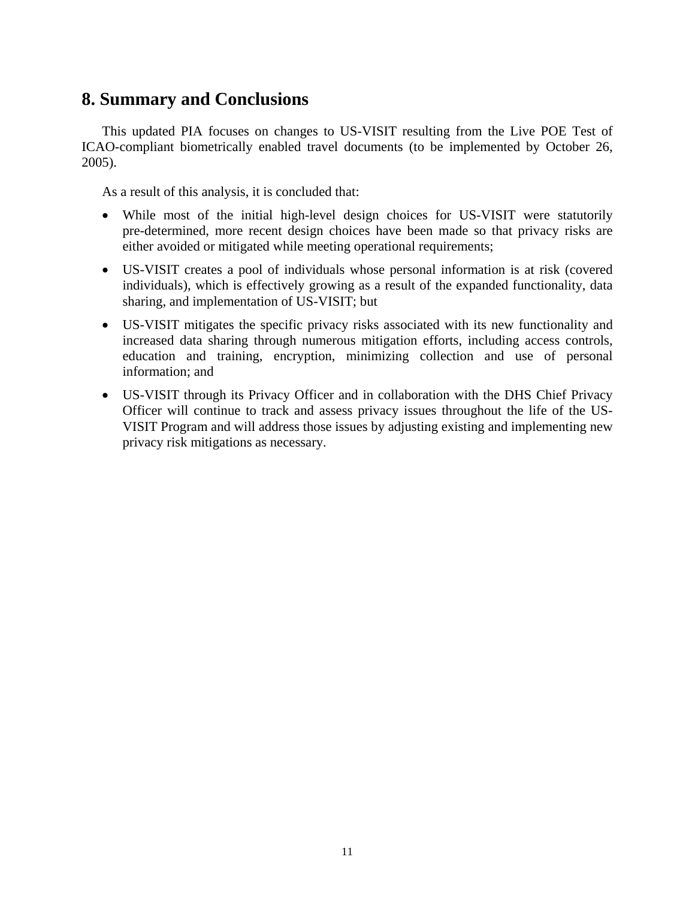## 8. Summary and Conclusions

This updated PIA focuses on changes to US-VISIT resulting from the Live POE Test of ICAO-compliant biometrically enabled travel documents (to be implemented by October 26, 2005).

As a result of this analysis, it is concluded that:

- While most of the initial high-level design choices for US-VISIT were statutorily pre-determined, more recent design choices have been made so that privacy risks are either avoided or mitigated while meeting operational requirements;
- US-VISIT creates a pool of individuals whose personal information is at risk (covered individuals), which is effectively growing as a result of the expanded functionality, data sharing, and implementation of US-VISIT; but
- US-VISIT mitigates the specific privacy risks associated with its new functionality and increased data sharing through numerous mitigation efforts, including access controls, education and training, encryption, minimizing collection and use of personal information; and
- US-VISIT through its Privacy Officer and in collaboration with the DHS Chief Privacy Officer will continue to track and assess privacy issues throughout the life of the US-VISIT Program and will address those issues by adjusting existing and implementing new privacy risk mitigations as necessary.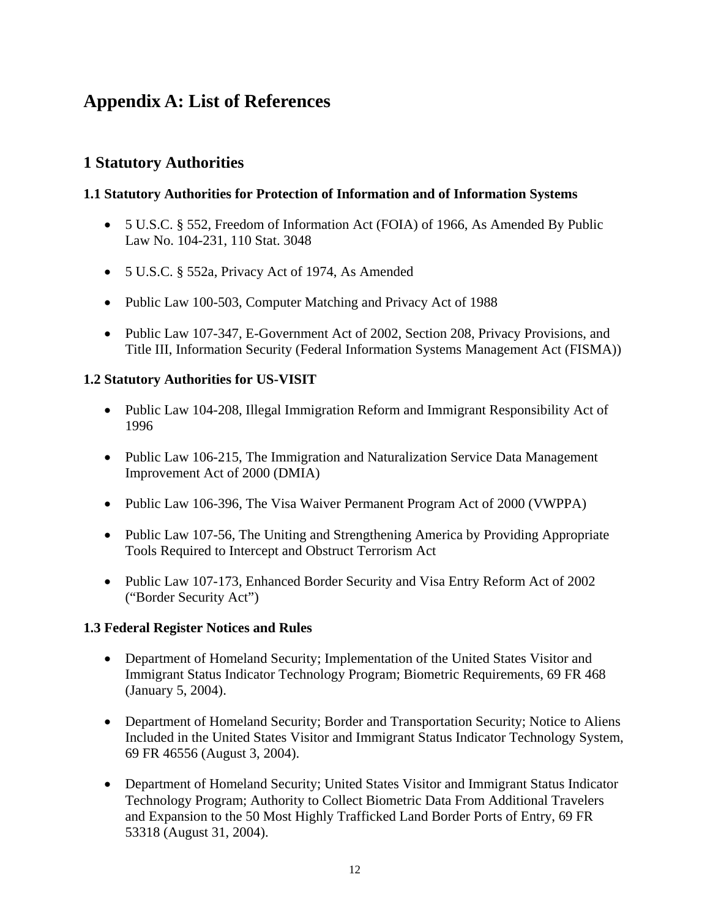# Appendix A: List of References

## 1 Statutory Authorities

### 1.1 Statutory Authorities for Protection of Information and of Information Systems

- 5 U.S.C. § 552, Freedom of Information Act (FOIA) of 1966, As Amended By Public Law No. 104-231, 110 Stat. 3048
- 5 U.S.C. § 552a, Privacy Act of 1974, As Amended
- Public Law 100-503, Computer Matching and Privacy Act of 1988
- Public Law 107-347, E-Government Act of 2002, Section 208, Privacy Provisions, and Title III, Information Security (Federal Information Systems Management Act (FISMA))

### 1.2 Statutory Authorities for US-VISIT

- Public Law 104-208, Illegal Immigration Reform and Immigrant Responsibility Act of 1996
- Public Law 106-215, The Immigration and Naturalization Service Data Management Improvement Act of 2000 (DMIA)
- Public Law 106-396, The Visa Waiver Permanent Program Act of 2000 (VWPPA)
- Public Law 107-56, The Uniting and Strengthening America by Providing Appropriate Tools Required to Intercept and Obstruct Terrorism Act
- Public Law 107-173, Enhanced Border Security and Visa Entry Reform Act of 2002 ("Border Security Act")

### 1.3 Federal Register Notices and Rules

- Department of Homeland Security; Implementation of the United States Visitor and Immigrant Status Indicator Technology Program; Biometric Requirements, 69 FR 468 (January 5, 2004).
- Department of Homeland Security; Border and Transportation Security; Notice to Aliens Included in the United States Visitor and Immigrant Status Indicator Technology System, 69 FR 46556 (August 3, 2004).
- Department of Homeland Security; United States Visitor and Immigrant Status Indicator Technology Program; Authority to Collect Biometric Data From Additional Travelers and Expansion to the 50 Most Highly Trafficked Land Border Ports of Entry, 69 FR 53318 (August 31, 2004).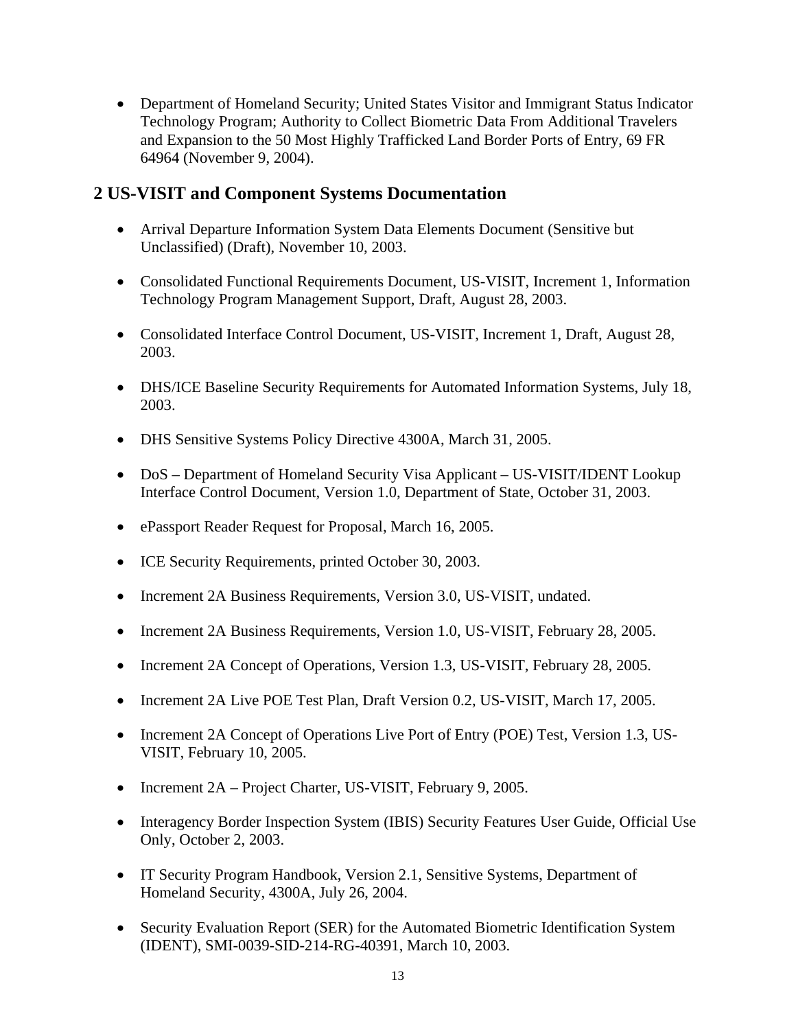- Department of Homeland Security; United States Visitor and Immigrant Status Indicator Technology Program; Authority to Collect Biometric Data From Additional Travelers and Expansion to the 50 Most Highly Trafficked Land Border Ports of Entry, 69 FR 64964 (November 9, 2004).

## 2 US-VISIT and Component Systems Documentation

- Arrival Departure Information System Data Elements Document (Sensitive but Unclassified) (Draft), November 10, 2003.
- Consolidated Functional Requirements Document, US-VISIT, Increment 1, Information Technology Program Management Support, Draft, August 28, 2003.
- Consolidated Interface Control Document, US-VISIT, Increment 1, Draft, August 28, 2003.
- DHS/ICE Baseline Security Requirements for Automated Information Systems, July 18, 2003.
- DHS Sensitive Systems Policy Directive 4300A, March 31, 2005.
- DoS – Department of Homeland Security Visa Applicant – US-VISIT/IDENT Lookup Interface Control Document, Version 1.0, Department of State, October 31, 2003.
- ePassport Reader Request for Proposal, March 16, 2005.
- ICE Security Requirements, printed October 30, 2003.
- Increment 2A Business Requirements, Version 3.0, US-VISIT, undated.
- Increment 2A Business Requirements, Version 1.0, US-VISIT, February 28, 2005.
- Increment 2A Concept of Operations, Version 1.3, US-VISIT, February 28, 2005.
- Increment 2A Live POE Test Plan, Draft Version 0.2, US-VISIT, March 17, 2005.
- Increment 2A Concept of Operations Live Port of Entry (POE) Test, Version 1.3, US-VISIT, February 10, 2005.
- Increment 2A – Project Charter, US-VISIT, February 9, 2005.
- Interagency Border Inspection System (IBIS) Security Features User Guide, Official Use Only, October 2, 2003.
- IT Security Program Handbook, Version 2.1, Sensitive Systems, Department of Homeland Security, 4300A, July 26, 2004.
- Security Evaluation Report (SER) for the Automated Biometric Identification System (IDENT), SMI-0039-SID-214-RG-40391, March 10, 2003.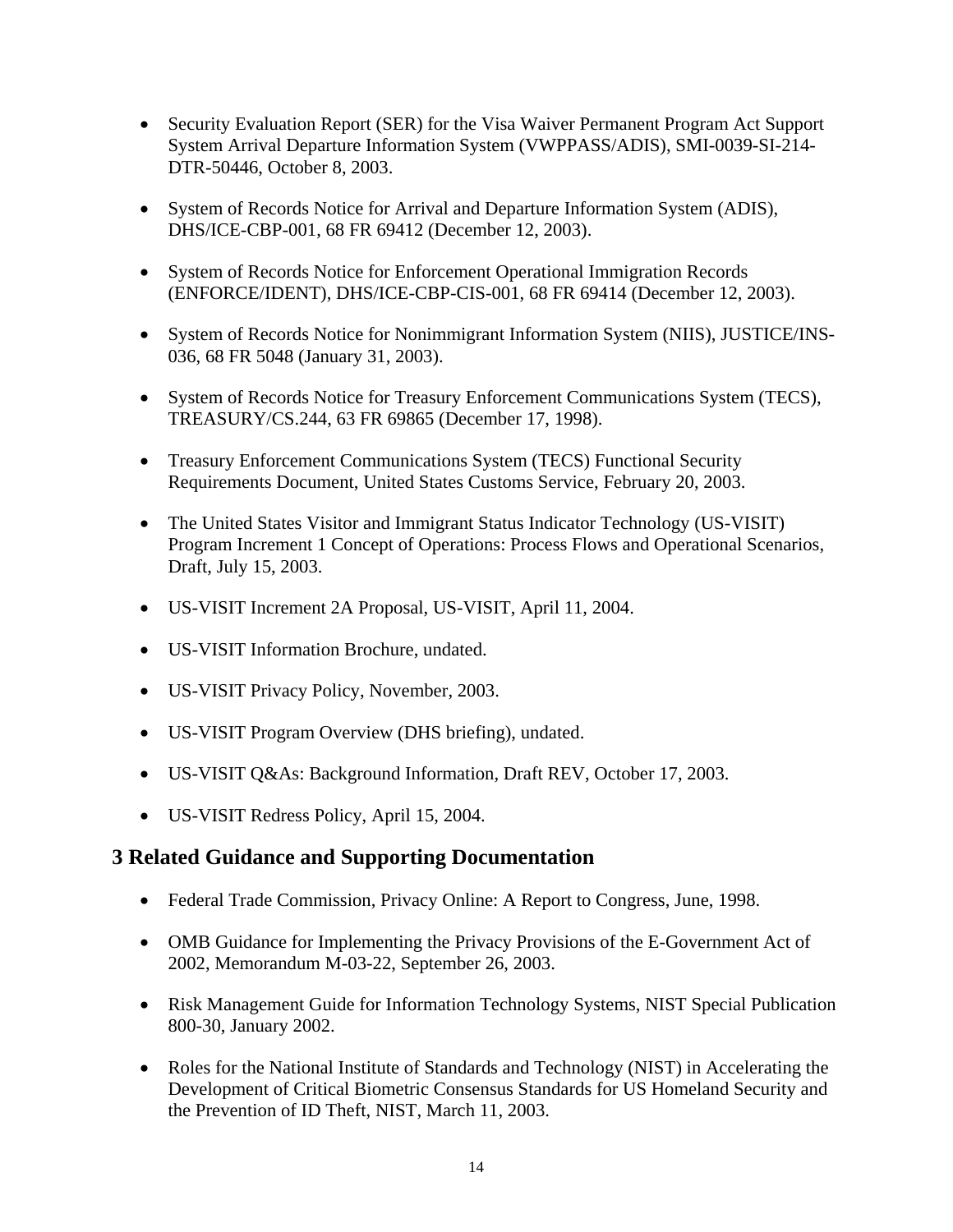- Security Evaluation Report (SER) for the Visa Waiver Permanent Program Act Support System Arrival Departure Information System (VWPPASS/ADIS), SMI-0039-SI-214-DTR-50446, October 8, 2003.

- System of Records Notice for Arrival and Departure Information System (ADIS), DHS/ICE-CBP-001, 68 FR 69412 (December 12, 2003).

- System of Records Notice for Enforcement Operational Immigration Records (ENFORCE/IDENT), DHS/ICE-CBP-CIS-001, 68 FR 69414 (December 12, 2003).

- System of Records Notice for Nonimmigrant Information System (NIIS), JUSTICE/INS-036, 68 FR 5048 (January 31, 2003).

- System of Records Notice for Treasury Enforcement Communications System (TECS), TREASURY/CS.244, 63 FR 69865 (December 17, 1998).

- Treasury Enforcement Communications System (TECS) Functional Security Requirements Document, United States Customs Service, February 20, 2003.

- The United States Visitor and Immigrant Status Indicator Technology (US-VISIT) Program Increment 1 Concept of Operations: Process Flows and Operational Scenarios, Draft, July 15, 2003.

- US-VISIT Increment 2A Proposal, US-VISIT, April 11, 2004.

- US-VISIT Information Brochure, undated.

- US-VISIT Privacy Policy, November, 2003.

- US-VISIT Program Overview (DHS briefing), undated.

- US-VISIT Q&As: Background Information, Draft REV, October 17, 2003.

- US-VISIT Redress Policy, April 15, 2004.

## 3 Related Guidance and Supporting Documentation

- Federal Trade Commission, Privacy Online: A Report to Congress, June, 1998.

- OMB Guidance for Implementing the Privacy Provisions of the E-Government Act of 2002, Memorandum M-03-22, September 26, 2003.

- Risk Management Guide for Information Technology Systems, NIST Special Publication 800-30, January 2002.

- Roles for the National Institute of Standards and Technology (NIST) in Accelerating the Development of Critical Biometric Consensus Standards for US Homeland Security and the Prevention of ID Theft, NIST, March 11, 2003.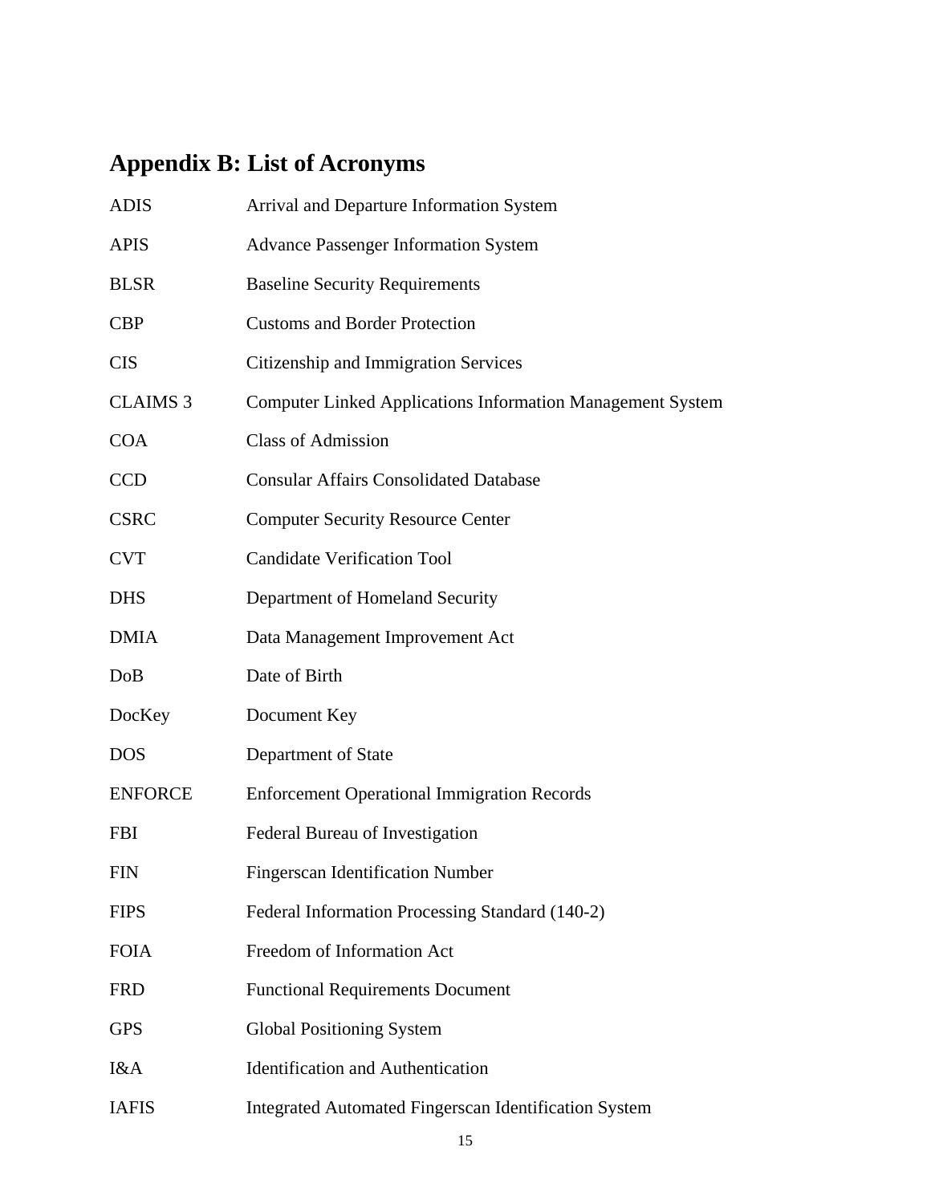## Appendix B: List of Acronyms

| | |
|---|---|
| ADIS | Arrival and Departure Information System |
| APIS | Advance Passenger Information System |
| BLSR | Baseline Security Requirements |
| CBP | Customs and Border Protection |
| CIS | Citizenship and Immigration Services |
| CLAIMS 3 | Computer Linked Applications Information Management System |
| COA | Class of Admission |
| CCD | Consular Affairs Consolidated Database |
| CSRC | Computer Security Resource Center |
| CVT | Candidate Verification Tool |
| DHS | Department of Homeland Security |
| DMIA | Data Management Improvement Act |
| DoB | Date of Birth |
| DocKey | Document Key |
| DOS | Department of State |
| ENFORCE | Enforcement Operational Immigration Records |
| FBI | Federal Bureau of Investigation |
| FIN | Fingerscan Identification Number |
| FIPS | Federal Information Processing Standard (140-2) |
| FOIA | Freedom of Information Act |
| FRD | Functional Requirements Document |
| GPS | Global Positioning System |
| I&A | Identification and Authentication |
| IAFIS | Integrated Automated Fingerscan Identification System |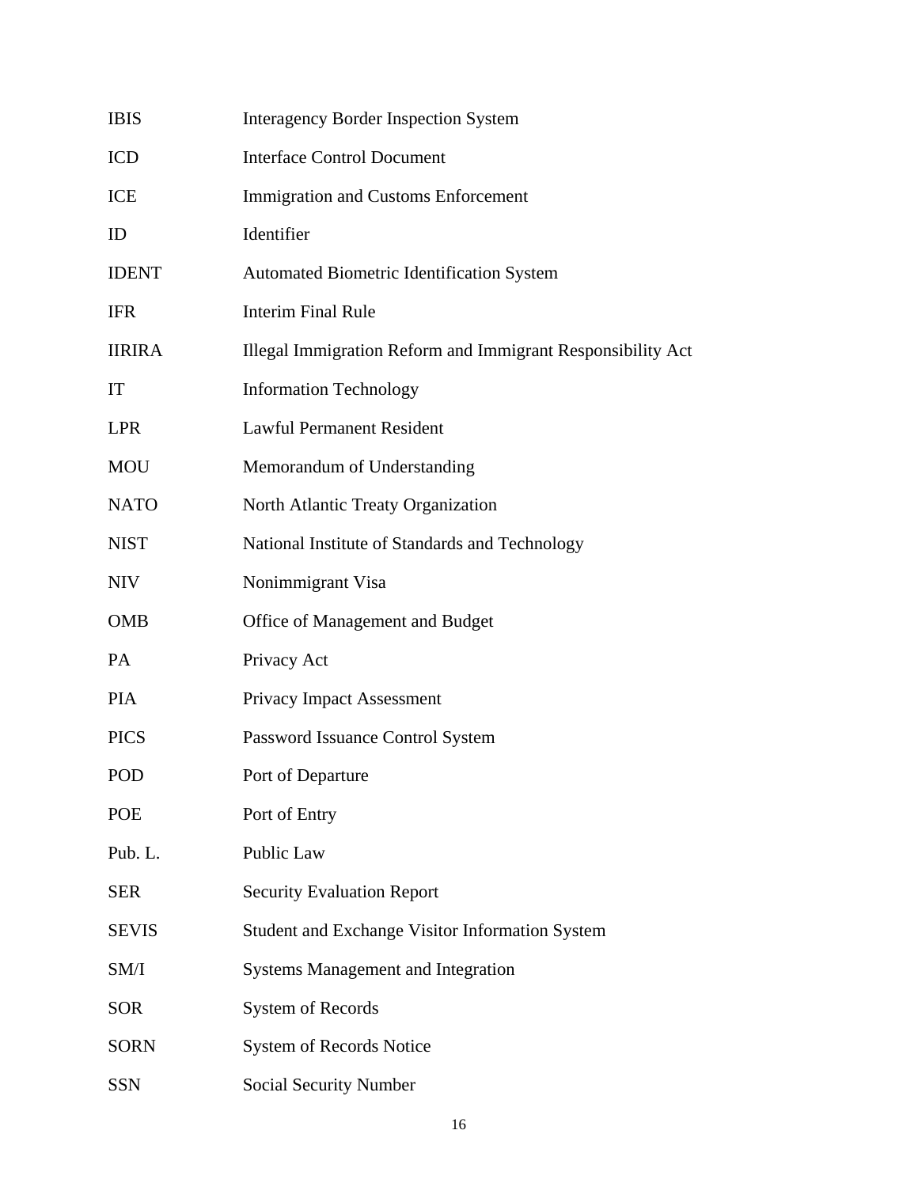| | |
|---|---|
| IBIS | Interagency Border Inspection System |
| ICD | Interface Control Document |
| ICE | Immigration and Customs Enforcement |
| ID | Identifier |
| IDENT | Automated Biometric Identification System |
| IFR | Interim Final Rule |
| IIRIRA | Illegal Immigration Reform and Immigrant Responsibility Act |
| IT | Information Technology |
| LPR | Lawful Permanent Resident |
| MOU | Memorandum of Understanding |
| NATO | North Atlantic Treaty Organization |
| NIST | National Institute of Standards and Technology |
| NIV | Nonimmigrant Visa |
| OMB | Office of Management and Budget |
| PA | Privacy Act |
| PIA | Privacy Impact Assessment |
| PICS | Password Issuance Control System |
| POD | Port of Departure |
| POE | Port of Entry |
| Pub. L. | Public Law |
| SER | Security Evaluation Report |
| SEVIS | Student and Exchange Visitor Information System |
| SM/I | Systems Management and Integration |
| SOR | System of Records |
| SORN | System of Records Notice |
| SSN | Social Security Number |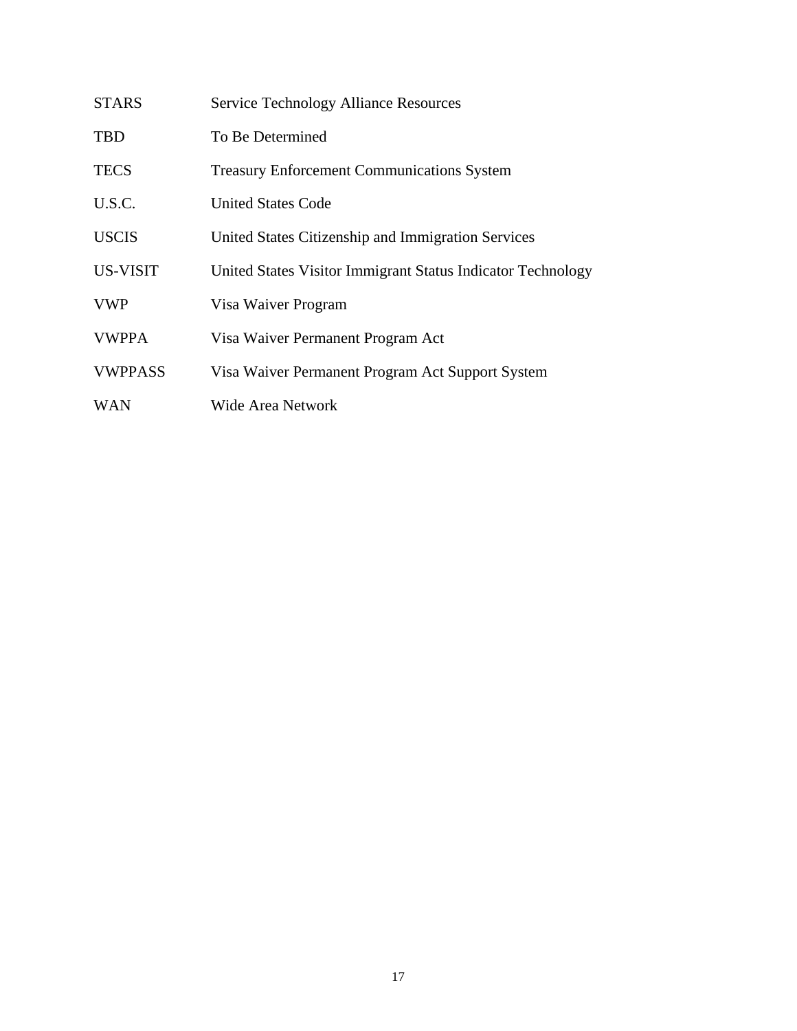| | |
|---|---|
| STARS | Service Technology Alliance Resources |
| TBD | To Be Determined |
| TECS | Treasury Enforcement Communications System |
| U.S.C. | United States Code |
| USCIS | United States Citizenship and Immigration Services |
| US-VISIT | United States Visitor Immigrant Status Indicator Technology |
| VWP | Visa Waiver Program |
| VWPPA | Visa Waiver Permanent Program Act |
| VWPPASS | Visa Waiver Permanent Program Act Support System |
| WAN | Wide Area Network |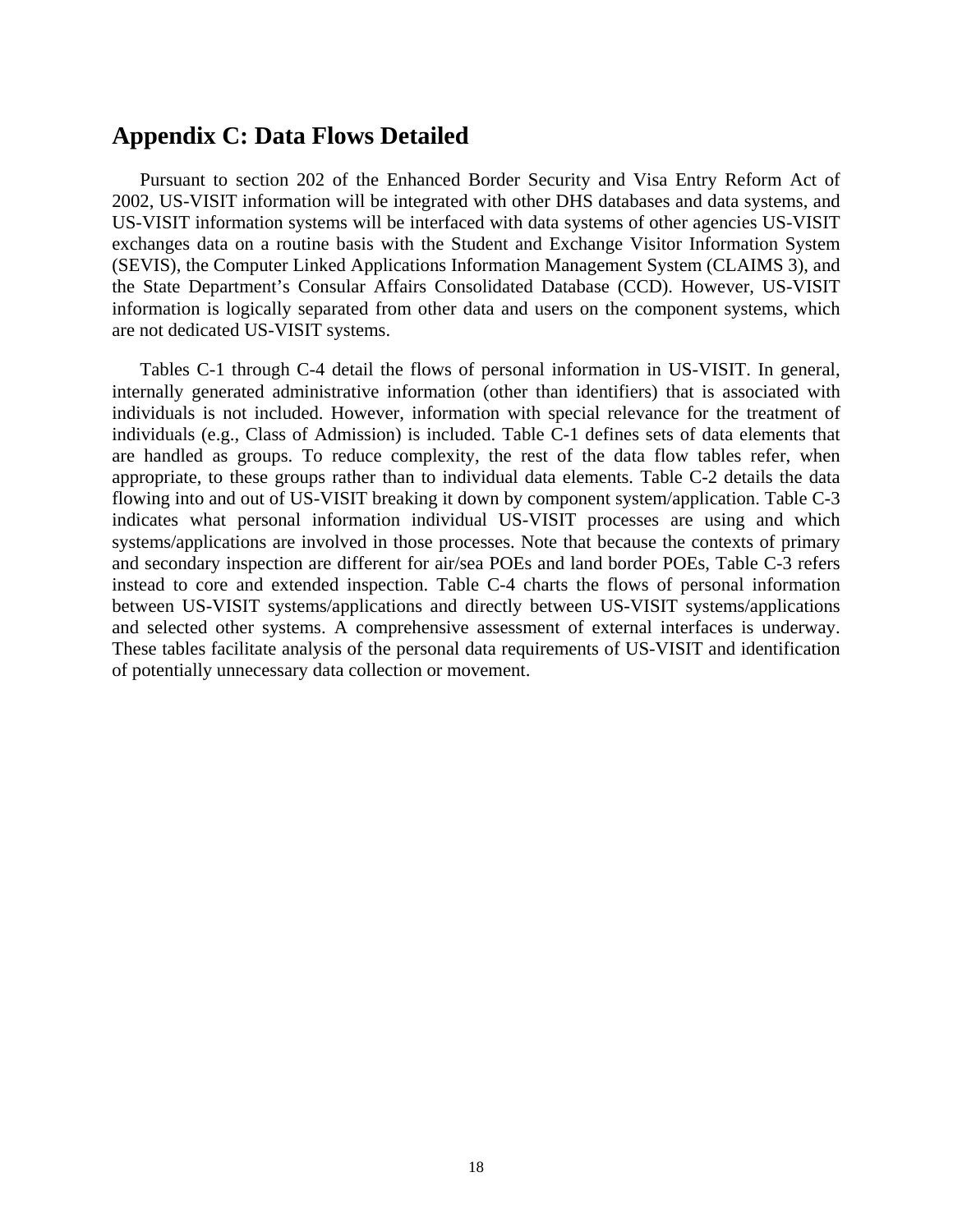## Appendix C: Data Flows Detailed

Pursuant to section 202 of the Enhanced Border Security and Visa Entry Reform Act of 2002, US-VISIT information will be integrated with other DHS databases and data systems, and US-VISIT information systems will be interfaced with data systems of other agencies US-VISIT exchanges data on a routine basis with the Student and Exchange Visitor Information System (SEVIS), the Computer Linked Applications Information Management System (CLAIMS 3), and the State Department's Consular Affairs Consolidated Database (CCD). However, US-VISIT information is logically separated from other data and users on the component systems, which are not dedicated US-VISIT systems.

Tables C-1 through C-4 detail the flows of personal information in US-VISIT. In general, internally generated administrative information (other than identifiers) that is associated with individuals is not included. However, information with special relevance for the treatment of individuals (e.g., Class of Admission) is included. Table C-1 defines sets of data elements that are handled as groups. To reduce complexity, the rest of the data flow tables refer, when appropriate, to these groups rather than to individual data elements. Table C-2 details the data flowing into and out of US-VISIT breaking it down by component system/application. Table C-3 indicates what personal information individual US-VISIT processes are using and which systems/applications are involved in those processes. Note that because the contexts of primary and secondary inspection are different for air/sea POEs and land border POEs, Table C-3 refers instead to core and extended inspection. Table C-4 charts the flows of personal information between US-VISIT systems/applications and directly between US-VISIT systems/applications and selected other systems. A comprehensive assessment of external interfaces is underway. These tables facilitate analysis of the personal data requirements of US-VISIT and identification of potentially unnecessary data collection or movement.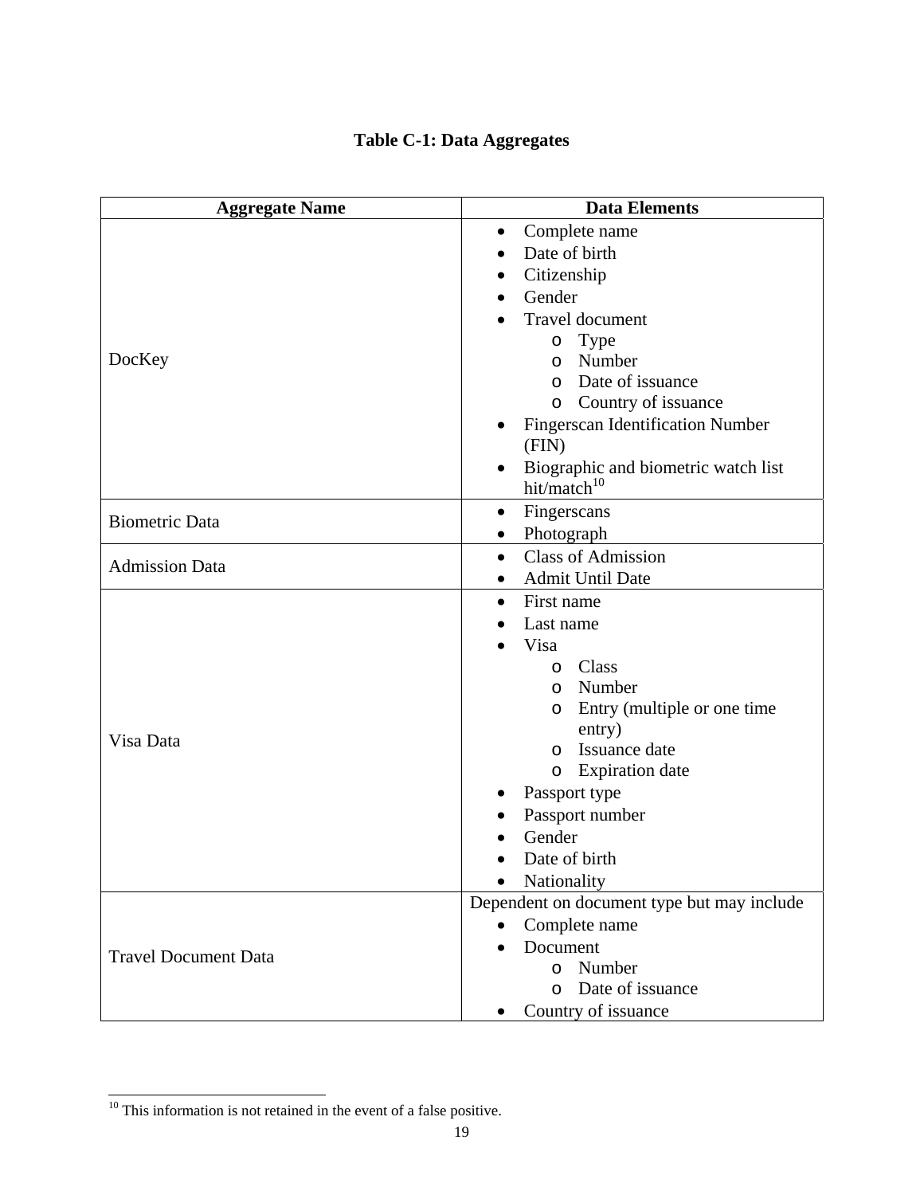**Table C-1: Data Aggregates**

| Aggregate Name | Data Elements |
| --- | --- |
| DocKey | • Complete name<br>• Date of birth<br>• Citizenship<br>• Gender<br>• Travel document<br>&nbsp;&nbsp;o Type<br>&nbsp;&nbsp;o Number<br>&nbsp;&nbsp;o Date of issuance<br>&nbsp;&nbsp;o Country of issuance<br>• Fingerscan Identification Number (FIN)<br>• Biographic and biometric watch list hit/match[10] |
| Biometric Data | • Fingerscans<br>• Photograph |
| Admission Data | • Class of Admission<br>• Admit Until Date |
| Visa Data | • First name<br>• Last name<br>• Visa<br>&nbsp;&nbsp;o Class<br>&nbsp;&nbsp;o Number<br>&nbsp;&nbsp;o Entry (multiple or one time entry)<br>&nbsp;&nbsp;o Issuance date<br>&nbsp;&nbsp;o Expiration date<br>• Passport type<br>• Passport number<br>• Gender<br>• Date of birth<br>• Nationality |
| Travel Document Data | Dependent on document type but may include<br>• Complete name<br>• Document<br>&nbsp;&nbsp;o Number<br>&nbsp;&nbsp;o Date of issuance<br>• Country of issuance |

[10] This information is not retained in the event of a false positive.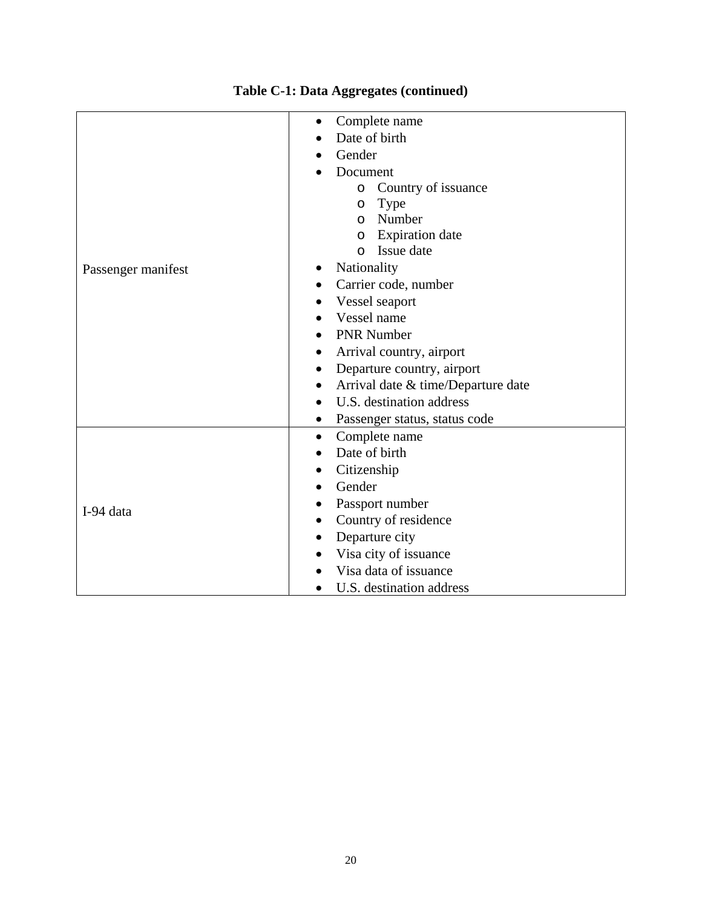**Table C-1: Data Aggregates (continued)**

| | |
|---|---|
| Passenger manifest | • Complete name<br>• Date of birth<br>• Gender<br>• Document<br>&nbsp;&nbsp;&nbsp;o Country of issuance<br>&nbsp;&nbsp;&nbsp;o Type<br>&nbsp;&nbsp;&nbsp;o Number<br>&nbsp;&nbsp;&nbsp;o Expiration date<br>&nbsp;&nbsp;&nbsp;o Issue date<br>• Nationality<br>• Carrier code, number<br>• Vessel seaport<br>• Vessel name<br>• PNR Number<br>• Arrival country, airport<br>• Departure country, airport<br>• Arrival date & time/Departure date<br>• U.S. destination address<br>• Passenger status, status code |
| I-94 data | • Complete name<br>• Date of birth<br>• Citizenship<br>• Gender<br>• Passport number<br>• Country of residence<br>• Departure city<br>• Visa city of issuance<br>• Visa data of issuance<br>• U.S. destination address |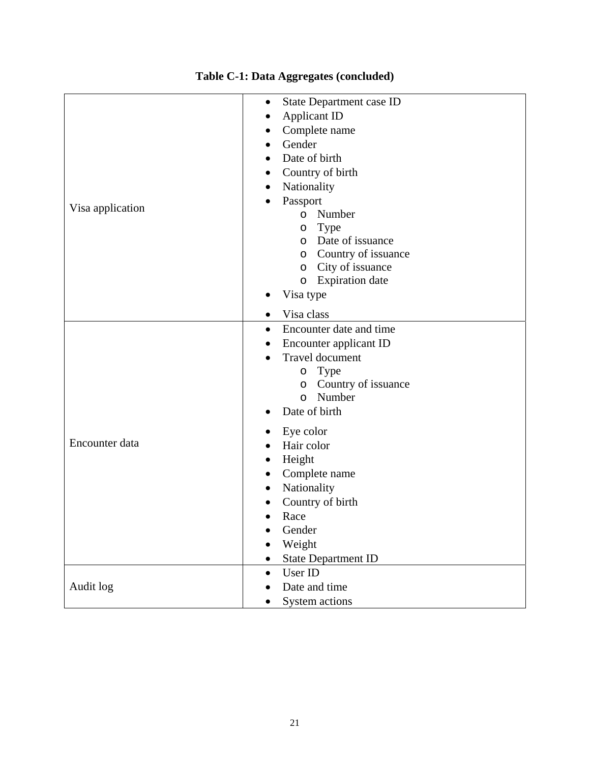**Table C-1: Data Aggregates (concluded)**

| | |
|---|---|
| Visa application | • State Department case ID<br>• Applicant ID<br>• Complete name<br>• Gender<br>• Date of birth<br>• Country of birth<br>• Nationality<br>• Passport<br>&nbsp;&nbsp;&nbsp;&nbsp;o Number<br>&nbsp;&nbsp;&nbsp;&nbsp;o Type<br>&nbsp;&nbsp;&nbsp;&nbsp;o Date of issuance<br>&nbsp;&nbsp;&nbsp;&nbsp;o Country of issuance<br>&nbsp;&nbsp;&nbsp;&nbsp;o City of issuance<br>&nbsp;&nbsp;&nbsp;&nbsp;o Expiration date<br>• Visa type<br>• Visa class |
| Encounter data | • Encounter date and time<br>• Encounter applicant ID<br>• Travel document<br>&nbsp;&nbsp;&nbsp;&nbsp;o Type<br>&nbsp;&nbsp;&nbsp;&nbsp;o Country of issuance<br>&nbsp;&nbsp;&nbsp;&nbsp;o Number<br>• Date of birth<br>• Eye color<br>• Hair color<br>• Height<br>• Complete name<br>• Nationality<br>• Country of birth<br>• Race<br>• Gender<br>• Weight<br>• State Department ID |
| Audit log | • User ID<br>• Date and time<br>• System actions |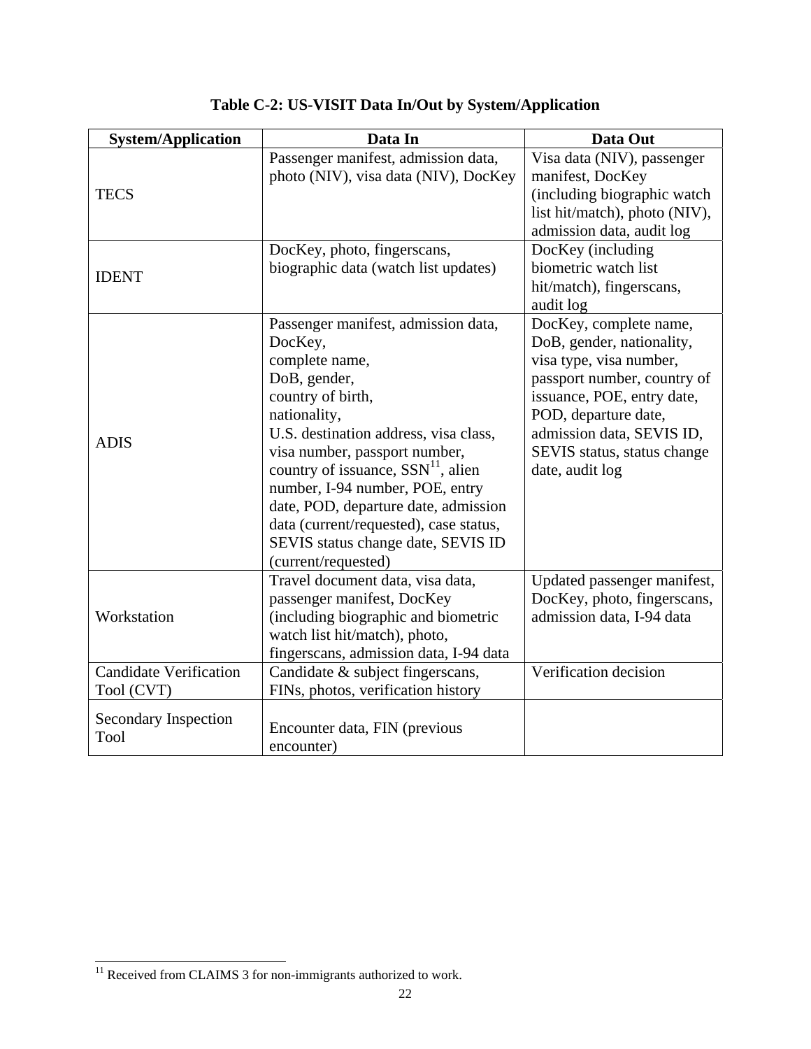**Table C-2: US-VISIT Data In/Out by System/Application**

| System/Application | Data In | Data Out |
|---|---|---|
| TECS | Passenger manifest, admission data, photo (NIV), visa data (NIV), DocKey | Visa data (NIV), passenger manifest, DocKey (including biographic watch list hit/match), photo (NIV), admission data, audit log |
| IDENT | DocKey, photo, fingerscans, biographic data (watch list updates) | DocKey (including biometric watch list hit/match), fingerscans, audit log |
| ADIS | Passenger manifest, admission data, DocKey, complete name, DoB, gender, country of birth, nationality, U.S. destination address, visa class, visa number, passport number, country of issuance, SSN[11], alien number, I-94 number, POE, entry date, POD, departure date, admission data (current/requested), case status, SEVIS status change date, SEVIS ID (current/requested) | DocKey, complete name, DoB, gender, nationality, visa type, visa number, passport number, country of issuance, POE, entry date, POD, departure date, admission data, SEVIS ID, SEVIS status, status change date, audit log |
| Workstation | Travel document data, visa data, passenger manifest, DocKey (including biographic and biometric watch list hit/match), photo, fingerscans, admission data, I-94 data | Updated passenger manifest, DocKey, photo, fingerscans, admission data, I-94 data |
| Candidate Verification Tool (CVT) | Candidate & subject fingerscans, FINs, photos, verification history | Verification decision |
| Secondary Inspection Tool | Encounter data, FIN (previous encounter) | |

[11] Received from CLAIMS 3 for non-immigrants authorized to work.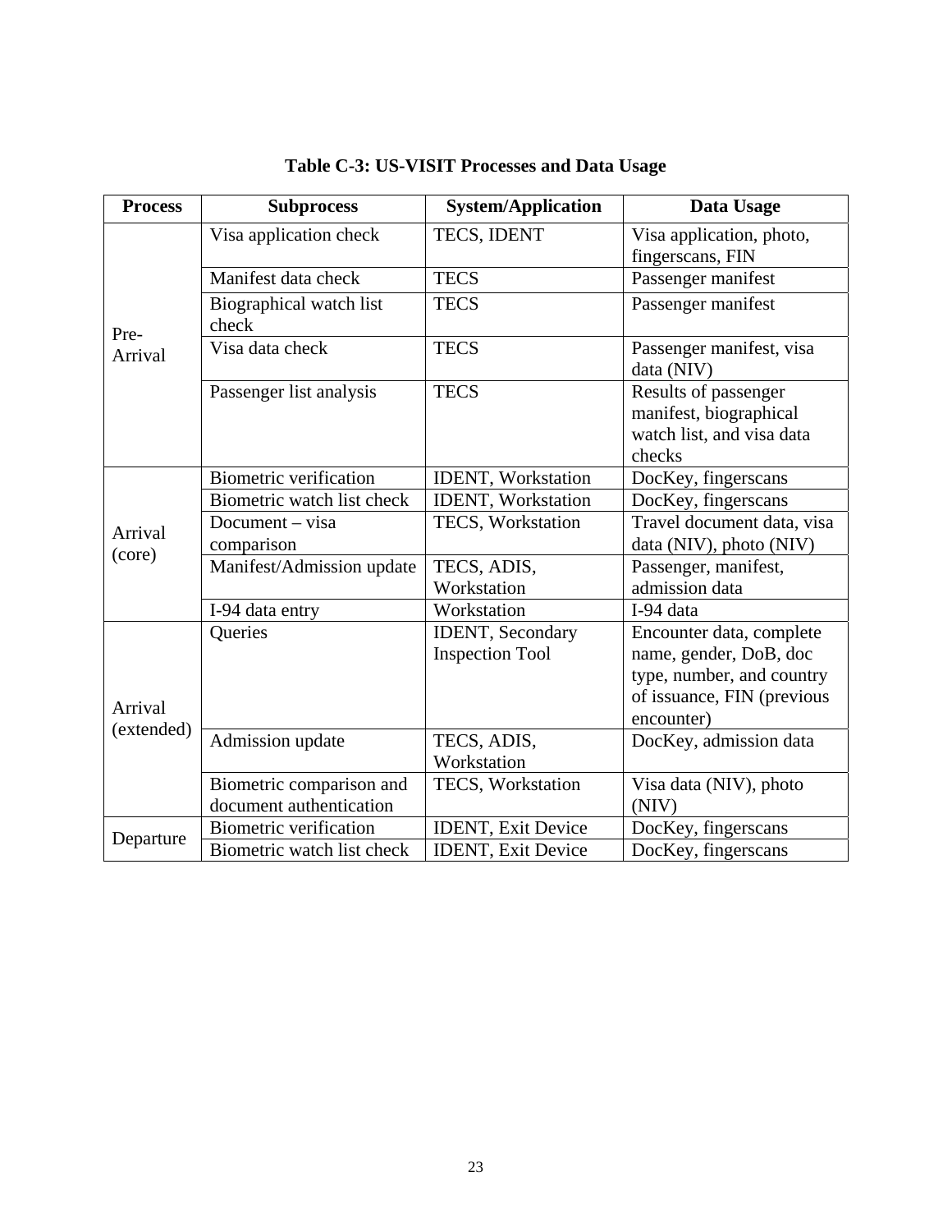**Table C-3: US-VISIT Processes and Data Usage**

| Process | Subprocess | System/Application | Data Usage |
|---|---|---|---|
| Pre-Arrival | Visa application check | TECS, IDENT | Visa application, photo, fingerscans, FIN |
| | Manifest data check | TECS | Passenger manifest |
| | Biographical watch list check | TECS | Passenger manifest |
| | Visa data check | TECS | Passenger manifest, visa data (NIV) |
| | Passenger list analysis | TECS | Results of passenger manifest, biographical watch list, and visa data checks |
| Arrival (core) | Biometric verification | IDENT, Workstation | DocKey, fingerscans |
| | Biometric watch list check | IDENT, Workstation | DocKey, fingerscans |
| | Document – visa comparison | TECS, Workstation | Travel document data, visa data (NIV), photo (NIV) |
| | Manifest/Admission update | TECS, ADIS, Workstation | Passenger, manifest, admission data |
| | I-94 data entry | Workstation | I-94 data |
| Arrival (extended) | Queries | IDENT, Secondary Inspection Tool | Encounter data, complete name, gender, DoB, doc type, number, and country of issuance, FIN (previous encounter) |
| | Admission update | TECS, ADIS, Workstation | DocKey, admission data |
| | Biometric comparison and document authentication | TECS, Workstation | Visa data (NIV), photo (NIV) |
| Departure | Biometric verification | IDENT, Exit Device | DocKey, fingerscans |
| | Biometric watch list check | IDENT, Exit Device | DocKey, fingerscans |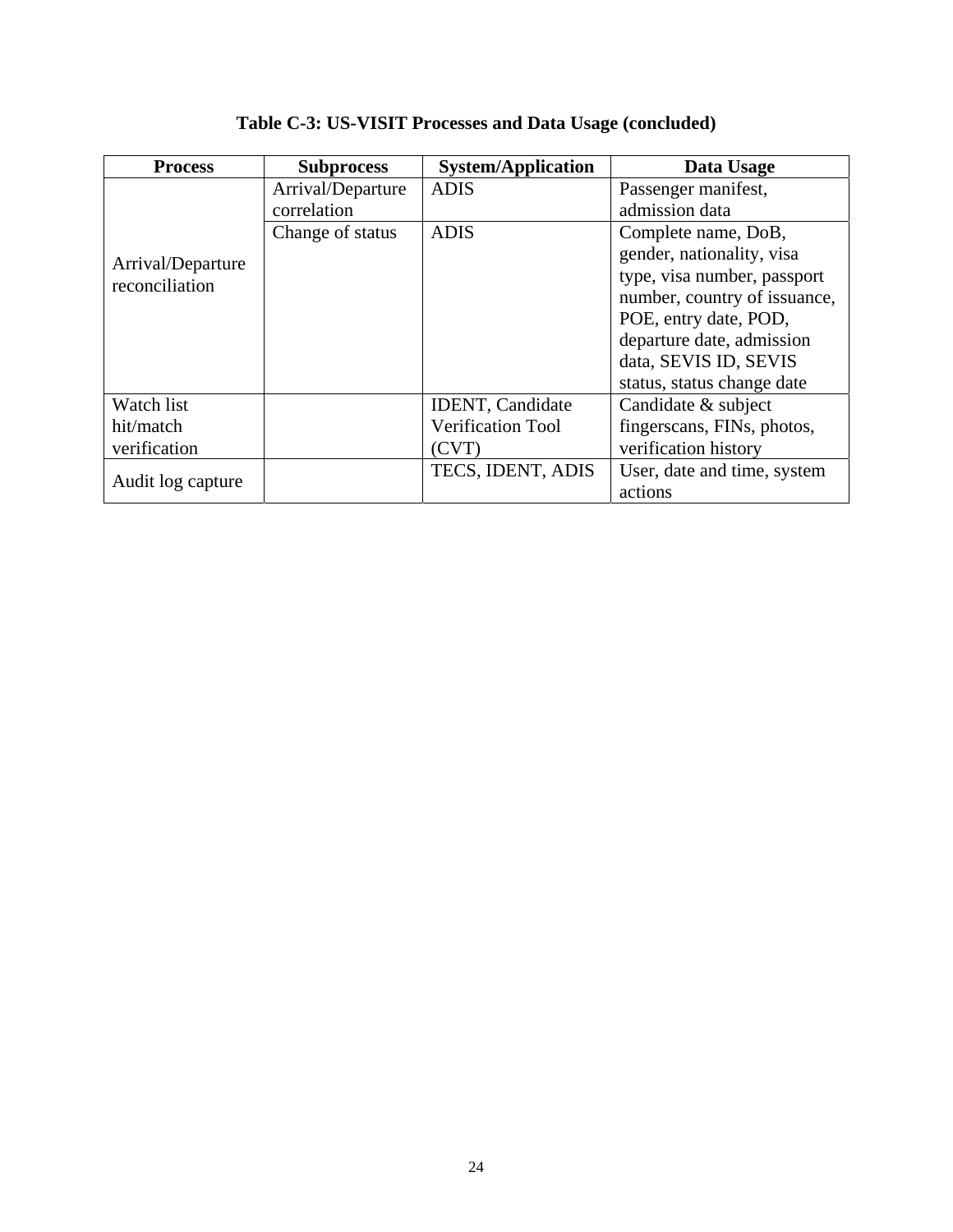**Table C-3: US-VISIT Processes and Data Usage (concluded)**

| Process | Subprocess | System/Application | Data Usage |
|---|---|---|---|
| Arrival/Departure reconciliation | Arrival/Departure correlation | ADIS | Passenger manifest, admission data |
| | Change of status | ADIS | Complete name, DoB, gender, nationality, visa type, visa number, passport number, country of issuance, POE, entry date, POD, departure date, admission data, SEVIS ID, SEVIS status, status change date |
| Watch list hit/match verification | | IDENT, Candidate Verification Tool (CVT) | Candidate & subject fingerscans, FINs, photos, verification history |
| Audit log capture | | TECS, IDENT, ADIS | User, date and time, system actions |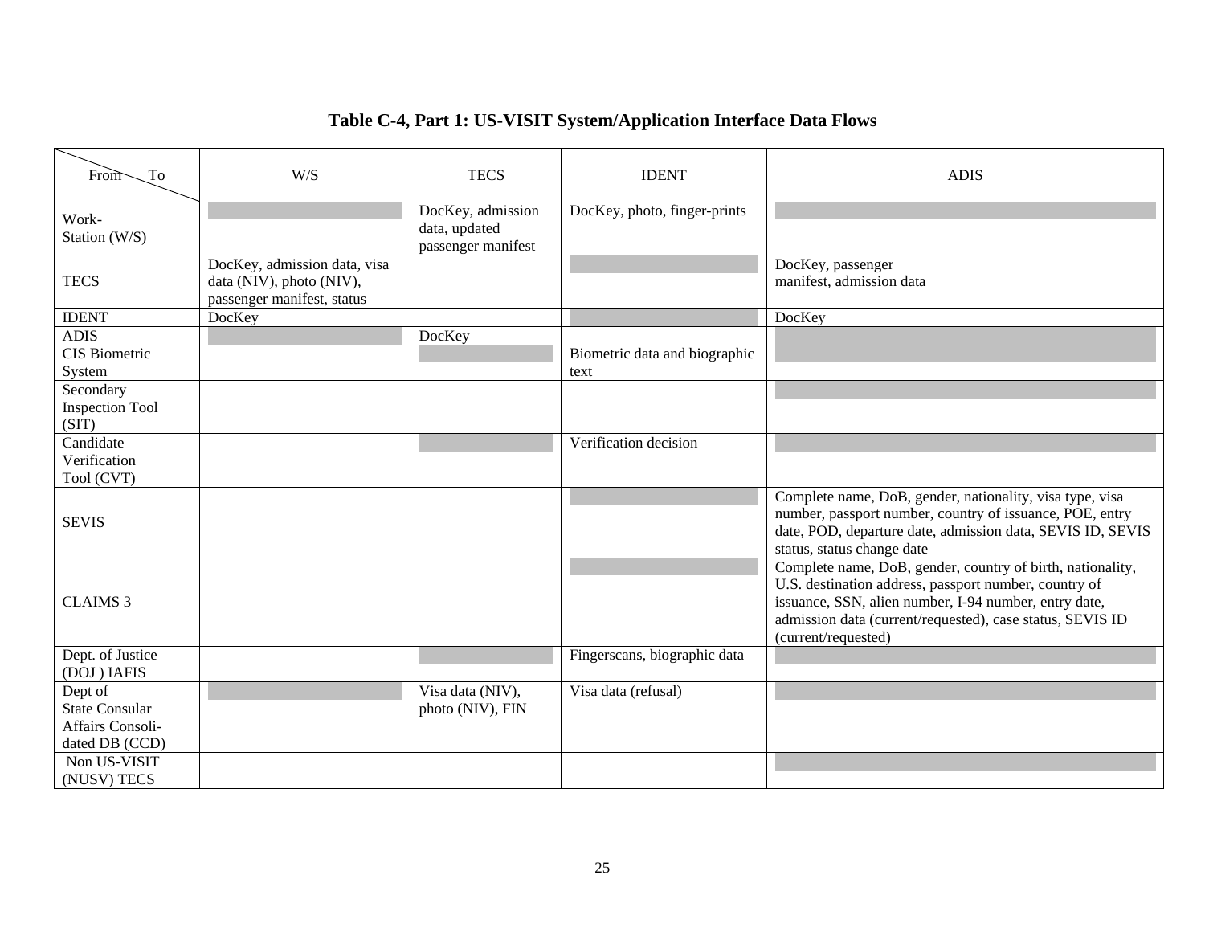**Table C-4, Part 1: US-VISIT System/Application Interface Data Flows**

| From \ To | W/S | TECS | IDENT | ADIS |
|---|---|---|---|---|
| Work-Station (W/S) | | DocKey, admission data, updated passenger manifest | DocKey, photo, finger-prints | |
| TECS | DocKey, admission data, visa data (NIV), photo (NIV), passenger manifest, status | | | DocKey, passenger manifest, admission data |
| IDENT | DocKey | | | DocKey |
| ADIS | | DocKey | | |
| CIS Biometric System | | | Biometric data and biographic text | |
| Secondary Inspection Tool (SIT) | | | | |
| Candidate Verification Tool (CVT) | | | Verification decision | |
| SEVIS | | | | Complete name, DoB, gender, nationality, visa type, visa number, passport number, country of issuance, POE, entry date, POD, departure date, admission data, SEVIS ID, SEVIS status, status change date |
| CLAIMS 3 | | | | Complete name, DoB, gender, country of birth, nationality, U.S. destination address, passport number, country of issuance, SSN, alien number, I-94 number, entry date, admission data (current/requested), case status, SEVIS ID (current/requested) |
| Dept. of Justice (DOJ ) IAFIS | | | Fingerscans, biographic data | |
| Dept of State Consular Affairs Consoli-dated DB (CCD) | | Visa data (NIV), photo (NIV), FIN | Visa data (refusal) | |
| Non US-VISIT (NUSV) TECS | | | | |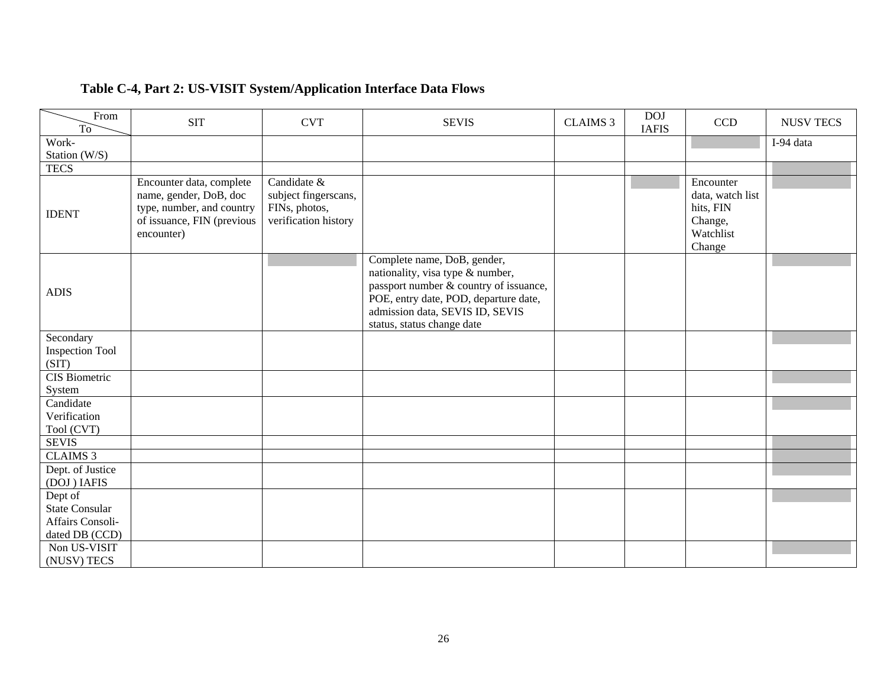**Table C-4, Part 2: US-VISIT System/Application Interface Data Flows**

| From / To | SIT | CVT | SEVIS | CLAIMS 3 | DOJ IAFIS | CCD | NUSV TECS |
|---|---|---|---|---|---|---|---|
| Work-Station (W/S) | | | | | | | I-94 data |
| TECS | | | | | | | |
| IDENT | Encounter data, complete name, gender, DoB, doc type, number, and country of issuance, FIN (previous encounter) | Candidate & subject fingerscans, FINs, photos, verification history | | | | Encounter data, watch list hits, FIN Change, Watchlist Change | |
| ADIS | | | Complete name, DoB, gender, nationality, visa type & number, passport number & country of issuance, POE, entry date, POD, departure date, admission data, SEVIS ID, SEVIS status, status change date | | | | |
| Secondary Inspection Tool (SIT) | | | | | | | |
| CIS Biometric System | | | | | | | |
| Candidate Verification Tool (CVT) | | | | | | | |
| SEVIS | | | | | | | |
| CLAIMS 3 | | | | | | | |
| Dept. of Justice (DOJ ) IAFIS | | | | | | | |
| Dept of State Consular Affairs Consoli-dated DB (CCD) | | | | | | | |
| Non US-VISIT (NUSV) TECS | | | | | | | |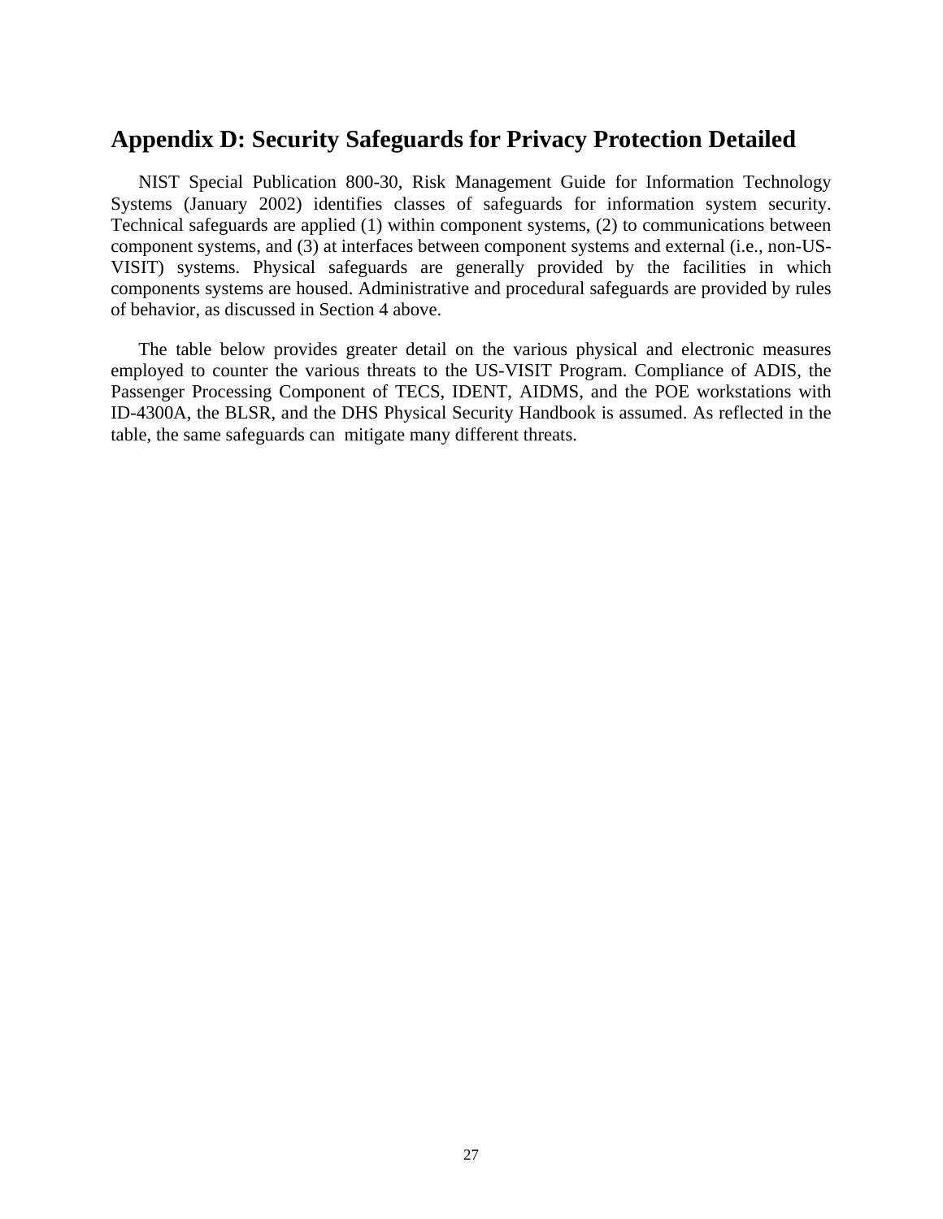# Appendix D: Security Safeguards for Privacy Protection Detailed

NIST Special Publication 800-30, Risk Management Guide for Information Technology Systems (January 2002) identifies classes of safeguards for information system security. Technical safeguards are applied (1) within component systems, (2) to communications between component systems, and (3) at interfaces between component systems and external (i.e., non-US-VISIT) systems. Physical safeguards are generally provided by the facilities in which components systems are housed. Administrative and procedural safeguards are provided by rules of behavior, as discussed in Section 4 above.

The table below provides greater detail on the various physical and electronic measures employed to counter the various threats to the US-VISIT Program. Compliance of ADIS, the Passenger Processing Component of TECS, IDENT, AIDMS, and the POE workstations with ID-4300A, the BLSR, and the DHS Physical Security Handbook is assumed. As reflected in the table, the same safeguards can mitigate many different threats.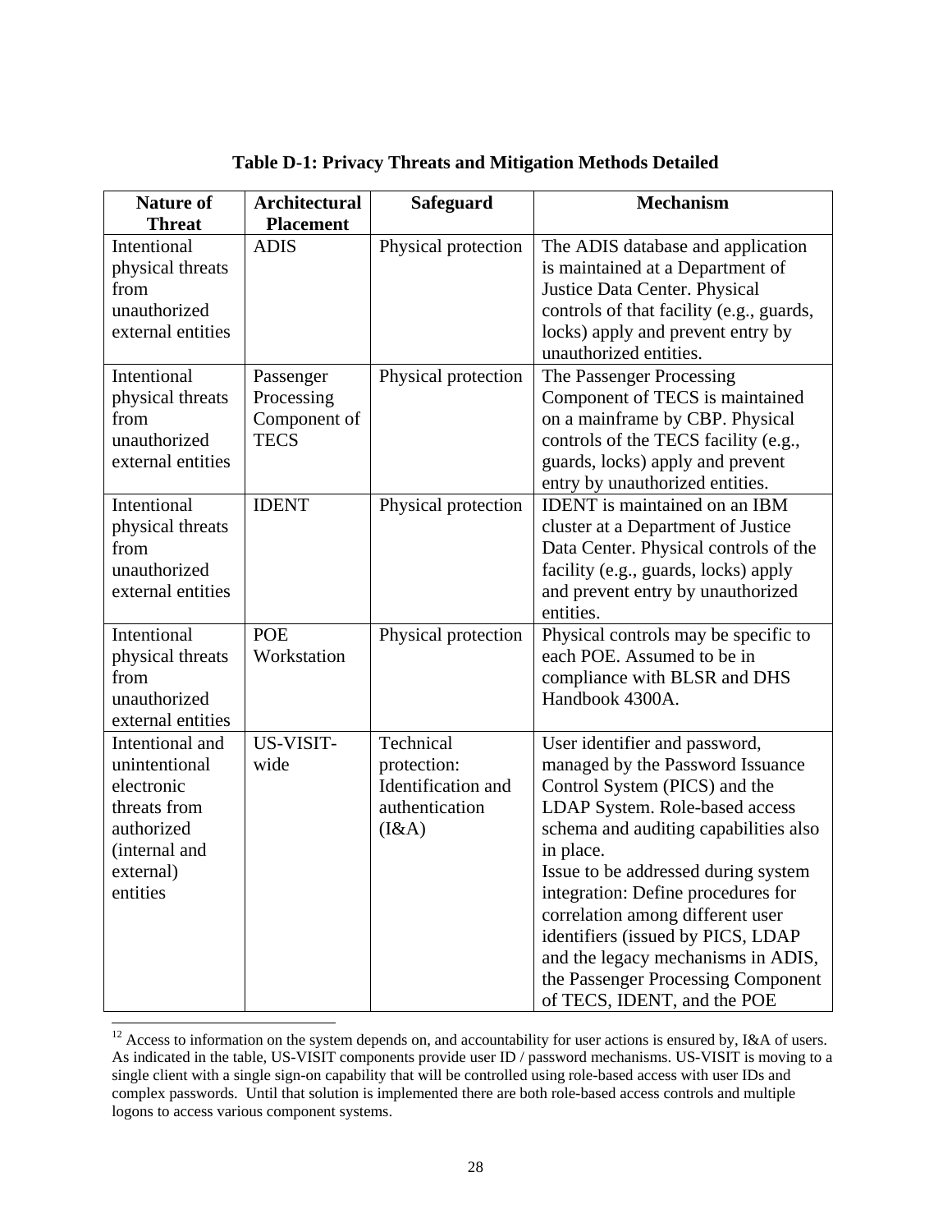**Table D-1: Privacy Threats and Mitigation Methods Detailed**

| Nature of Threat | Architectural Placement | Safeguard | Mechanism |
|---|---|---|---|
| Intentional physical threats from unauthorized external entities | ADIS | Physical protection | The ADIS database and application is maintained at a Department of Justice Data Center. Physical controls of that facility (e.g., guards, locks) apply and prevent entry by unauthorized entities. |
| Intentional physical threats from unauthorized external entities | Passenger Processing Component of TECS | Physical protection | The Passenger Processing Component of TECS is maintained on a mainframe by CBP. Physical controls of the TECS facility (e.g., guards, locks) apply and prevent entry by unauthorized entities. |
| Intentional physical threats from unauthorized external entities | IDENT | Physical protection | IDENT is maintained on an IBM cluster at a Department of Justice Data Center. Physical controls of the facility (e.g., guards, locks) apply and prevent entry by unauthorized entities. |
| Intentional physical threats from unauthorized external entities | POE Workstation | Physical protection | Physical controls may be specific to each POE. Assumed to be in compliance with BLSR and DHS Handbook 4300A. |
| Intentional and unintentional electronic threats from authorized (internal and external) entities | US-VISIT-wide | Technical protection: Identification and authentication (I&A) | User identifier and password, managed by the Password Issuance Control System (PICS) and the LDAP System. Role-based access schema and auditing capabilities also in place. <br>Issue to be addressed during system integration: Define procedures for correlation among different user identifiers (issued by PICS, LDAP and the legacy mechanisms in ADIS, the Passenger Processing Component of TECS, IDENT, and the POE |

[12] Access to information on the system depends on, and accountability for user actions is ensured by, I&A of users. As indicated in the table, US-VISIT components provide user ID / password mechanisms. US-VISIT is moving to a single client with a single sign-on capability that will be controlled using role-based access with user IDs and complex passwords. Until that solution is implemented there are both role-based access controls and multiple logons to access various component systems.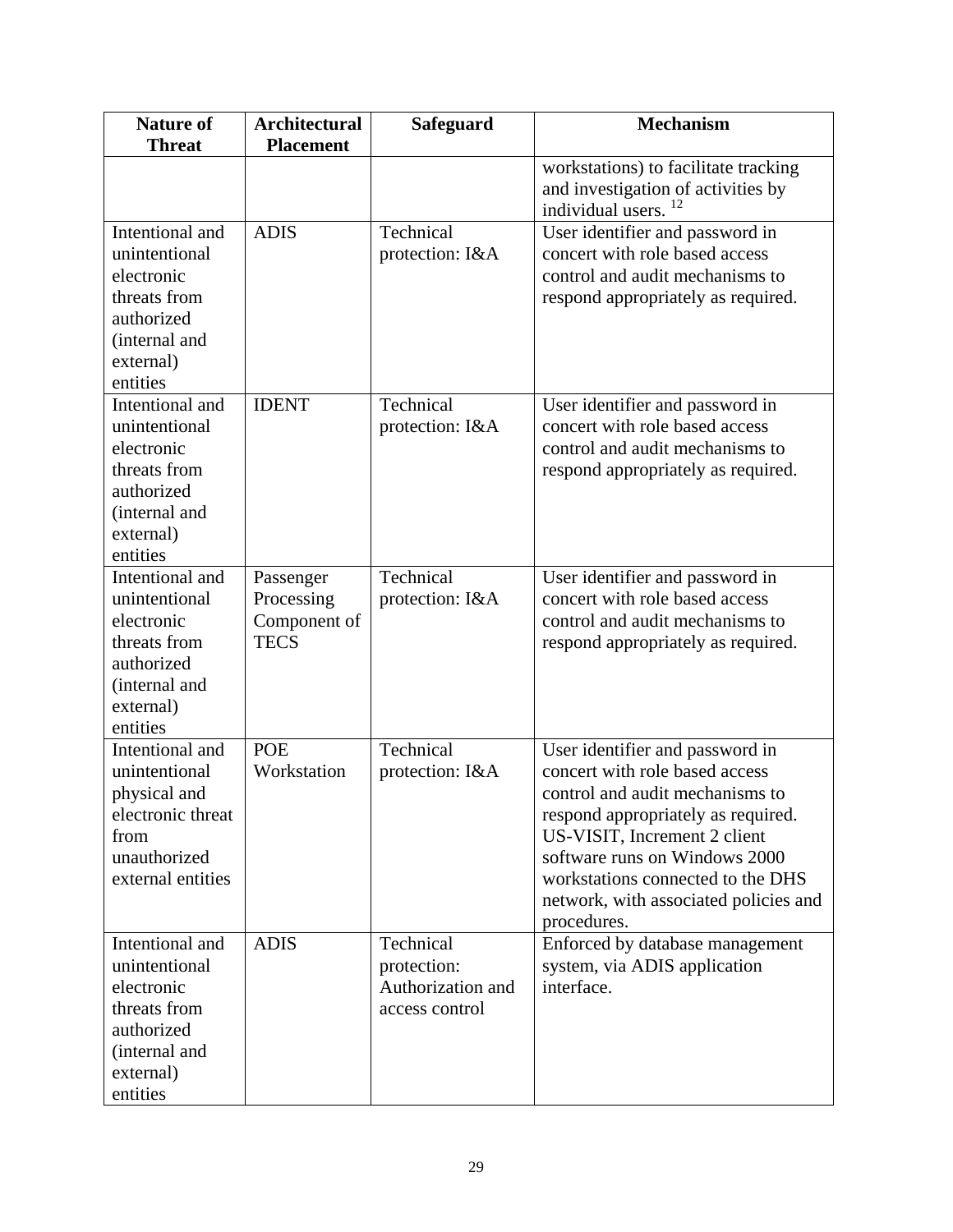| Nature of Threat | Architectural Placement | Safeguard | Mechanism |
|---|---|---|---|
| | | | workstations) to facilitate tracking and investigation of activities by individual users. [12] |
| Intentional and unintentional electronic threats from authorized (internal and external) entities | ADIS | Technical protection: I&A | User identifier and password in concert with role based access control and audit mechanisms to respond appropriately as required. |
| Intentional and unintentional electronic threats from authorized (internal and external) entities | IDENT | Technical protection: I&A | User identifier and password in concert with role based access control and audit mechanisms to respond appropriately as required. |
| Intentional and unintentional electronic threats from authorized (internal and external) entities | Passenger Processing Component of TECS | Technical protection: I&A | User identifier and password in concert with role based access control and audit mechanisms to respond appropriately as required. |
| Intentional and unintentional physical and electronic threat from unauthorized external entities | POE Workstation | Technical protection: I&A | User identifier and password in concert with role based access control and audit mechanisms to respond appropriately as required. US-VISIT, Increment 2 client software runs on Windows 2000 workstations connected to the DHS network, with associated policies and procedures. |
| Intentional and unintentional electronic threats from authorized (internal and external) entities | ADIS | Technical protection: Authorization and access control | Enforced by database management system, via ADIS application interface. |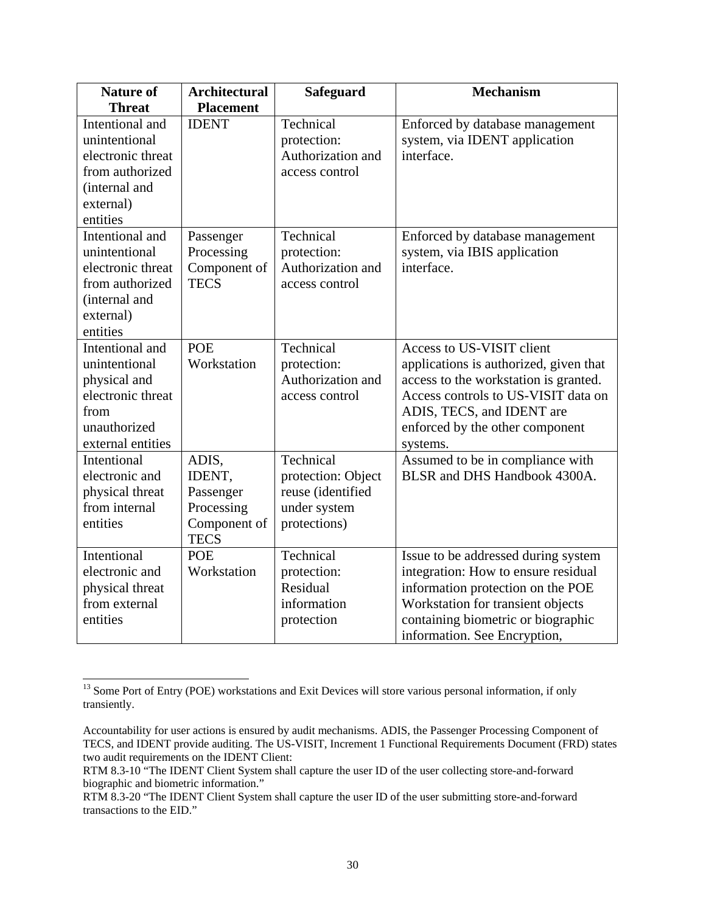| Nature of Threat | Architectural Placement | Safeguard | Mechanism |
|---|---|---|---|
| Intentional and unintentional electronic threat from authorized (internal and external) entities | IDENT | Technical protection: Authorization and access control | Enforced by database management system, via IDENT application interface. |
| Intentional and unintentional electronic threat from authorized (internal and external) entities | Passenger Processing Component of TECS | Technical protection: Authorization and access control | Enforced by database management system, via IBIS application interface. |
| Intentional and unintentional physical and electronic threat from unauthorized external entities | POE Workstation | Technical protection: Authorization and access control | Access to US-VISIT client applications is authorized, given that access to the workstation is granted. Access controls to US-VISIT data on ADIS, TECS, and IDENT are enforced by the other component systems. |
| Intentional electronic and physical threat from internal entities | ADIS, IDENT, Passenger Processing Component of TECS | Technical protection: Object reuse (identified under system protections) | Assumed to be in compliance with BLSR and DHS Handbook 4300A. |
| Intentional electronic and physical threat from external entities | POE Workstation | Technical protection: Residual information protection | Issue to be addressed during system integration: How to ensure residual information protection on the POE Workstation for transient objects containing biometric or biographic information. See Encryption, |

[13] Some Port of Entry (POE) workstations and Exit Devices will store various personal information, if only transiently.

Accountability for user actions is ensured by audit mechanisms. ADIS, the Passenger Processing Component of TECS, and IDENT provide auditing. The US-VISIT, Increment 1 Functional Requirements Document (FRD) states two audit requirements on the IDENT Client:

RTM 8.3-10 "The IDENT Client System shall capture the user ID of the user collecting store-and-forward biographic and biometric information."

RTM 8.3-20 "The IDENT Client System shall capture the user ID of the user submitting store-and-forward transactions to the EID."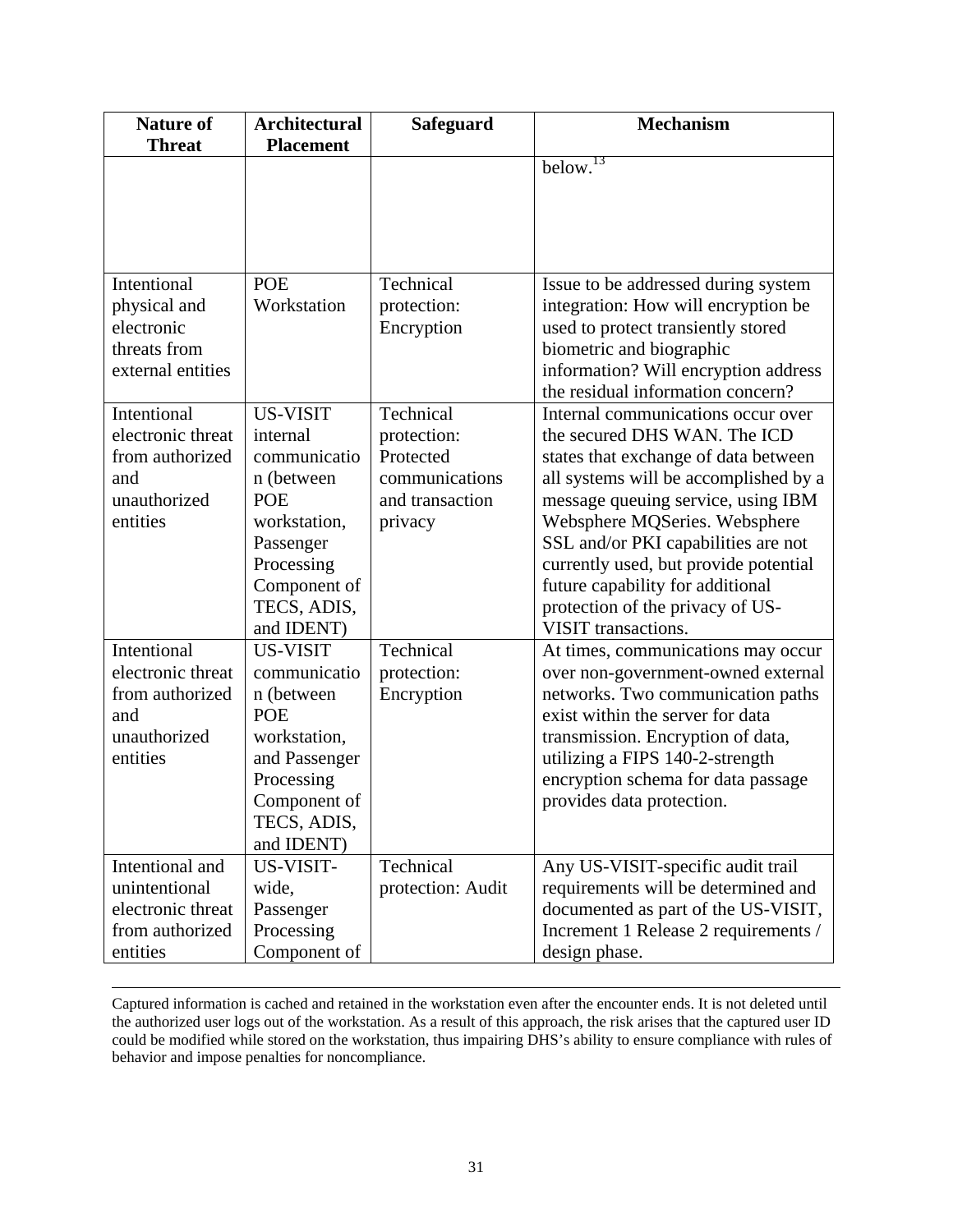| Nature of Threat | Architectural Placement | Safeguard | Mechanism |
|---|---|---|---|
| | | | below.[13] |
| Intentional physical and electronic threats from external entities | POE Workstation | Technical protection: Encryption | Issue to be addressed during system integration: How will encryption be used to protect transiently stored biometric and biographic information? Will encryption address the residual information concern? |
| Intentional electronic threat from authorized and unauthorized entities | US-VISIT internal communication (between POE workstation, Passenger Processing Component of TECS, ADIS, and IDENT) | Technical protection: Protected communications and transaction privacy | Internal communications occur over the secured DHS WAN. The ICD states that exchange of data between all systems will be accomplished by a message queuing service, using IBM Websphere MQSeries. Websphere SSL and/or PKI capabilities are not currently used, but provide potential future capability for additional protection of the privacy of US-VISIT transactions. |
| Intentional electronic threat from authorized and unauthorized entities | US-VISIT communication (between POE workstation, and Passenger Processing Component of TECS, ADIS, and IDENT) | Technical protection: Encryption | At times, communications may occur over non-government-owned external networks. Two communication paths exist within the server for data transmission. Encryption of data, utilizing a FIPS 140-2-strength encryption schema for data passage provides data protection. |
| Intentional and unintentional electronic threat from authorized entities | US-VISIT-wide, Passenger Processing Component of | Technical protection: Audit | Any US-VISIT-specific audit trail requirements will be determined and documented as part of the US-VISIT, Increment 1 Release 2 requirements / design phase. |

Captured information is cached and retained in the workstation even after the encounter ends. It is not deleted until the authorized user logs out of the workstation. As a result of this approach, the risk arises that the captured user ID could be modified while stored on the workstation, thus impairing DHS's ability to ensure compliance with rules of behavior and impose penalties for noncompliance.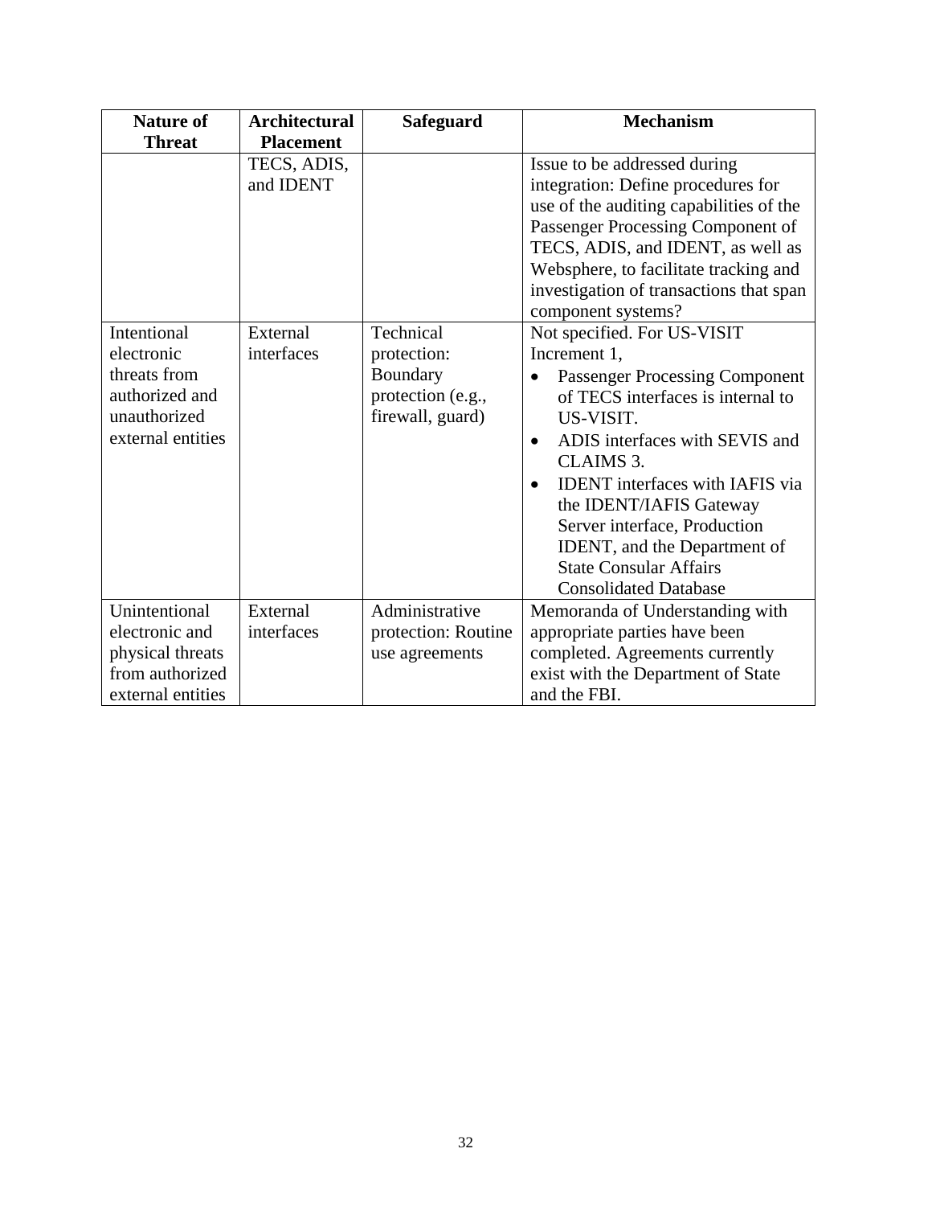| Nature of Threat | Architectural Placement | Safeguard | Mechanism |
|---|---|---|---|
| | TECS, ADIS, and IDENT | | Issue to be addressed during integration: Define procedures for use of the auditing capabilities of the Passenger Processing Component of TECS, ADIS, and IDENT, as well as Websphere, to facilitate tracking and investigation of transactions that span component systems? |
| Intentional electronic threats from authorized and unauthorized external entities | External interfaces | Technical protection: Boundary protection (e.g., firewall, guard) | Not specified. For US-VISIT Increment 1,<br>• Passenger Processing Component of TECS interfaces is internal to US-VISIT.<br>• ADIS interfaces with SEVIS and CLAIMS 3.<br>• IDENT interfaces with IAFIS via the IDENT/IAFIS Gateway Server interface, Production IDENT, and the Department of State Consular Affairs Consolidated Database |
| Unintentional electronic and physical threats from authorized external entities | External interfaces | Administrative protection: Routine use agreements | Memoranda of Understanding with appropriate parties have been completed. Agreements currently exist with the Department of State and the FBI. |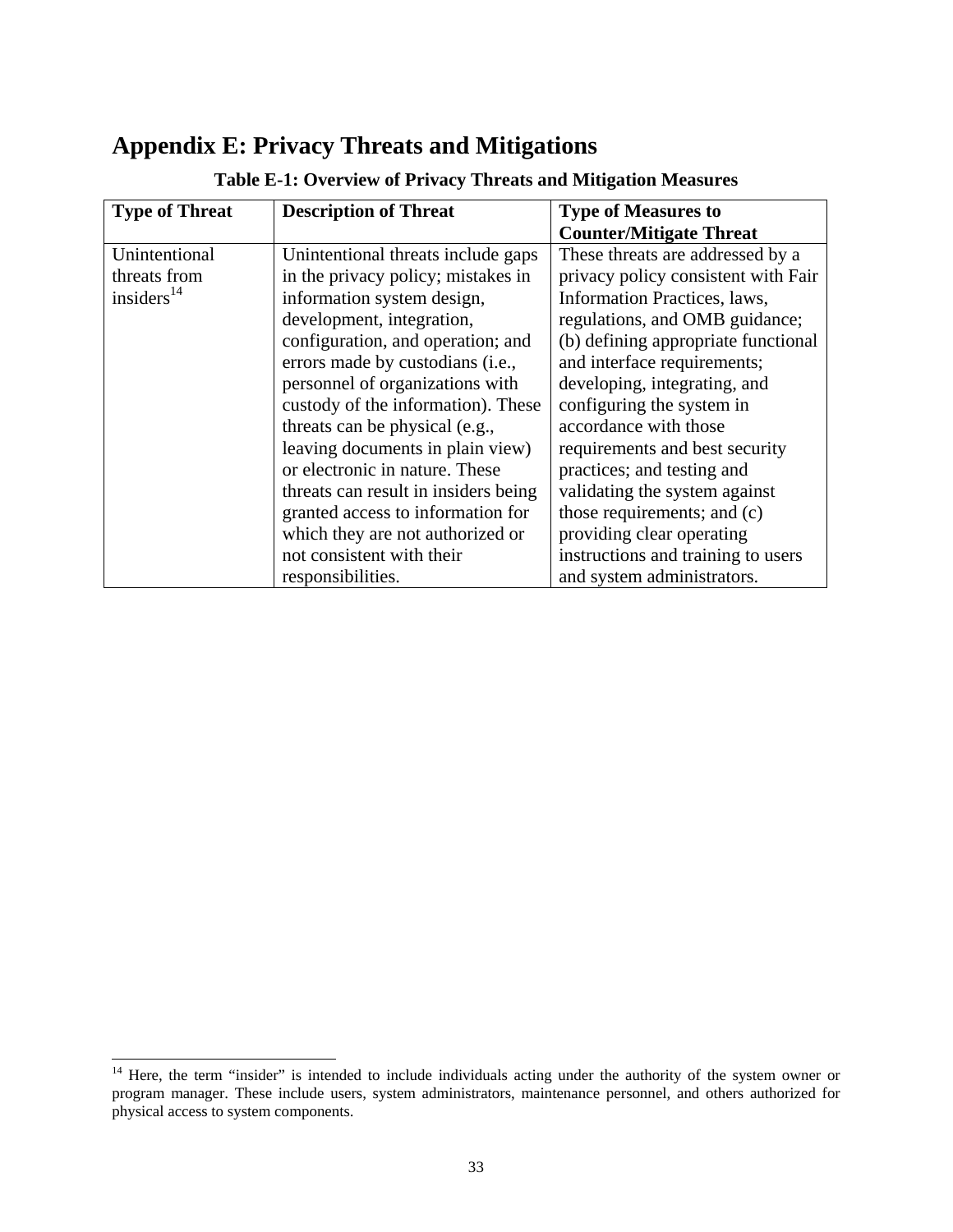# Appendix E: Privacy Threats and Mitigations

**Table E-1: Overview of Privacy Threats and Mitigation Measures**

| Type of Threat | Description of Threat | Type of Measures to Counter/Mitigate Threat |
|---|---|---|
| Unintentional threats from insiders[14] | Unintentional threats include gaps in the privacy policy; mistakes in information system design, development, integration, configuration, and operation; and errors made by custodians (i.e., personnel of organizations with custody of the information). These threats can be physical (e.g., leaving documents in plain view) or electronic in nature. These threats can result in insiders being granted access to information for which they are not authorized or not consistent with their responsibilities. | These threats are addressed by a privacy policy consistent with Fair Information Practices, laws, regulations, and OMB guidance; (b) defining appropriate functional and interface requirements; developing, integrating, and configuring the system in accordance with those requirements and best security practices; and testing and validating the system against those requirements; and (c) providing clear operating instructions and training to users and system administrators. |

[14] Here, the term "insider" is intended to include individuals acting under the authority of the system owner or program manager. These include users, system administrators, maintenance personnel, and others authorized for physical access to system components.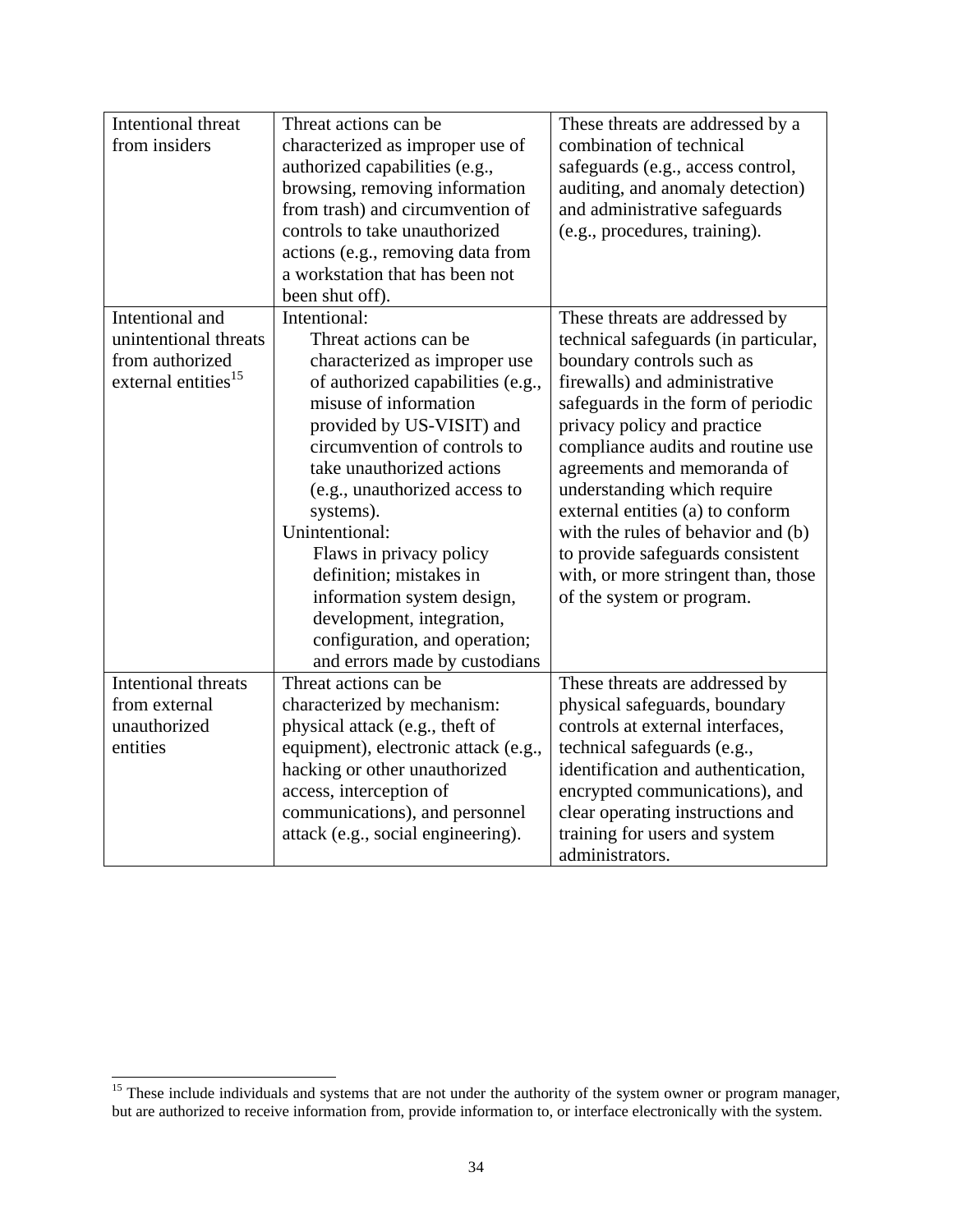| | | |
|---|---|---|
| Intentional threat from insiders | Threat actions can be characterized as improper use of authorized capabilities (e.g., browsing, removing information from trash) and circumvention of controls to take unauthorized actions (e.g., removing data from a workstation that has been not been shut off). | These threats are addressed by a combination of technical safeguards (e.g., access control, auditing, and anomaly detection) and administrative safeguards (e.g., procedures, training). |
| Intentional and unintentional threats from authorized external entities[15] | Intentional: Threat actions can be characterized as improper use of authorized capabilities (e.g., misuse of information provided by US-VISIT) and circumvention of controls to take unauthorized actions (e.g., unauthorized access to systems). Unintentional: Flaws in privacy policy definition; mistakes in information system design, development, integration, configuration, and operation; and errors made by custodians | These threats are addressed by technical safeguards (in particular, boundary controls such as firewalls) and administrative safeguards in the form of periodic privacy policy and practice compliance audits and routine use agreements and memoranda of understanding which require external entities (a) to conform with the rules of behavior and (b) to provide safeguards consistent with, or more stringent than, those of the system or program. |
| Intentional threats from external unauthorized entities | Threat actions can be characterized by mechanism: physical attack (e.g., theft of equipment), electronic attack (e.g., hacking or other unauthorized access, interception of communications), and personnel attack (e.g., social engineering). | These threats are addressed by physical safeguards, boundary controls at external interfaces, technical safeguards (e.g., identification and authentication, encrypted communications), and clear operating instructions and training for users and system administrators. |

[15] These include individuals and systems that are not under the authority of the system owner or program manager, but are authorized to receive information from, provide information to, or interface electronically with the system.